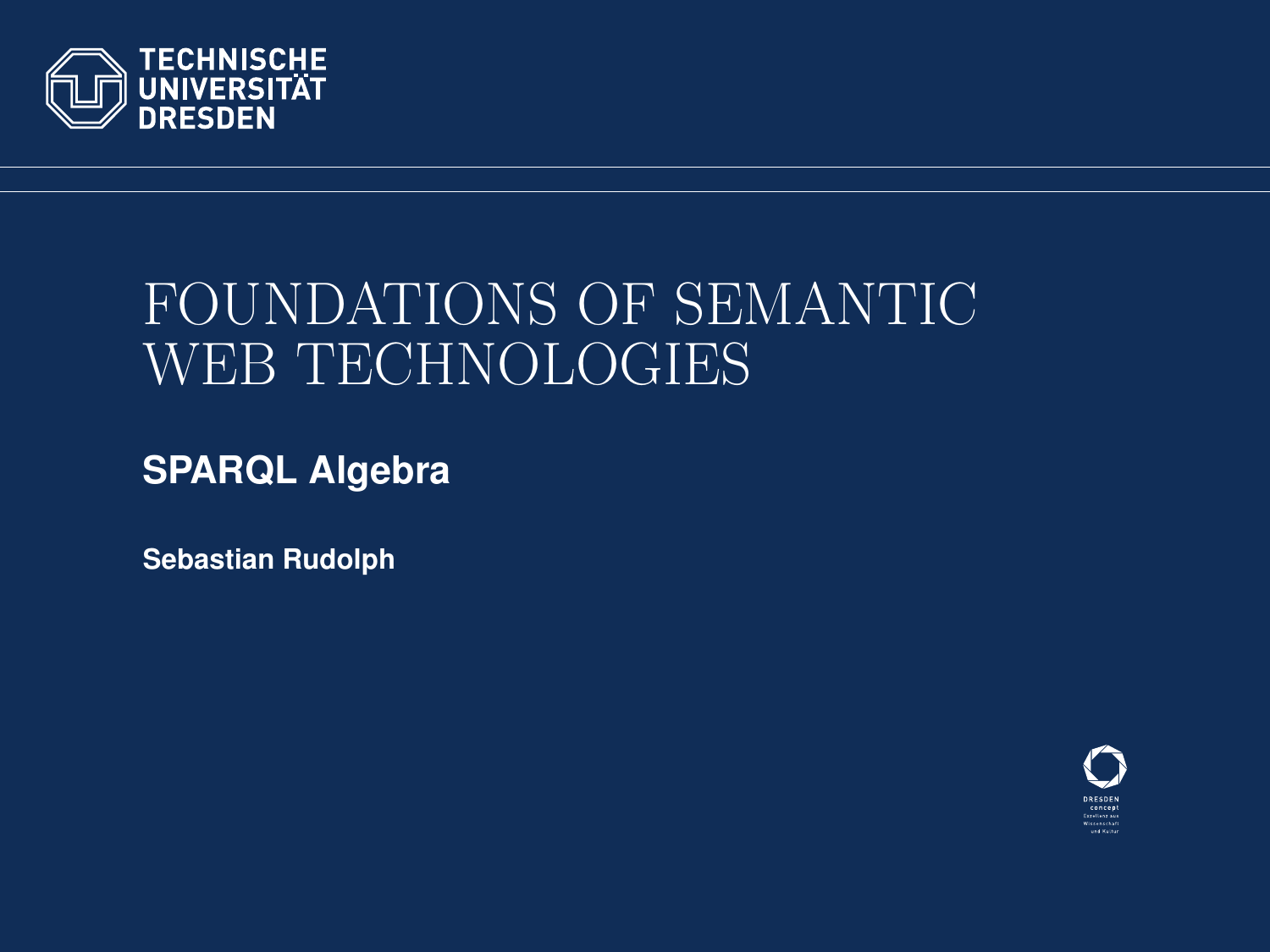TECHNISCHE UNIVERSITÄT DRESDEN

# FOUNDATIONS OF SEMANTIC WEB TECHNOLOGIES

## SPARQL Algebra

**Sebastian Rudolph**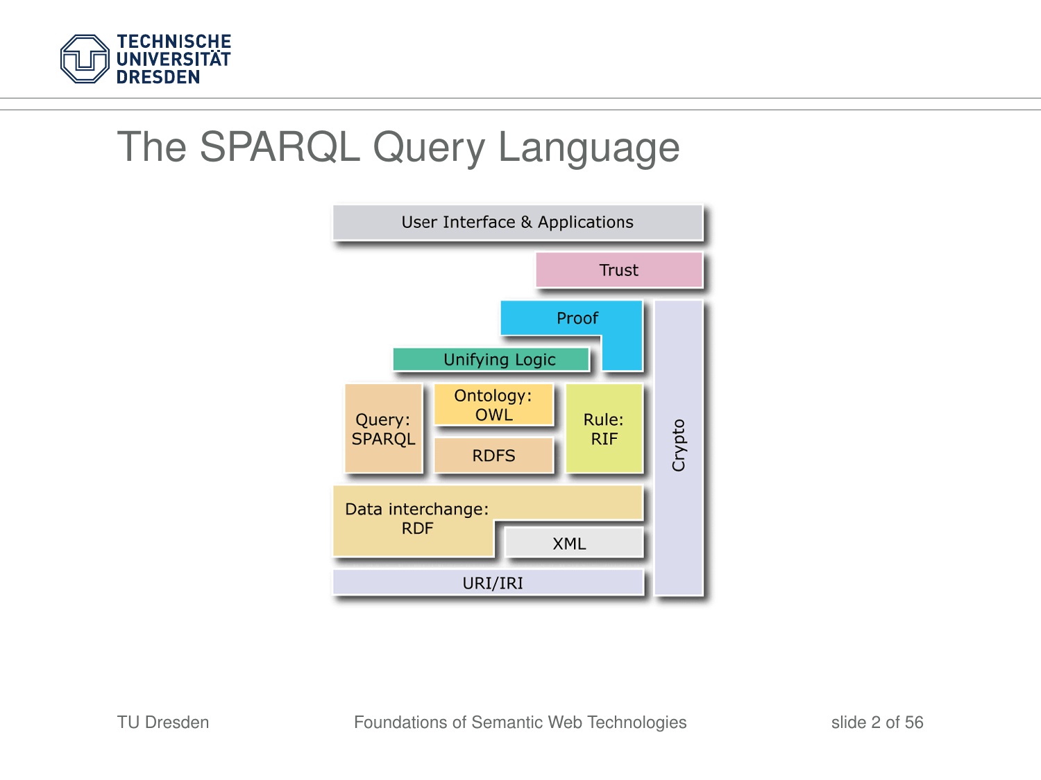# The SPARQL Query Language

User Interface & Applications

Trust

Proof

Unifying Logic

Query: SPARQL

Ontology: OWL

RDFS

Rule: RIF

Crypto

Data interchange: RDF

XML

URI/IRI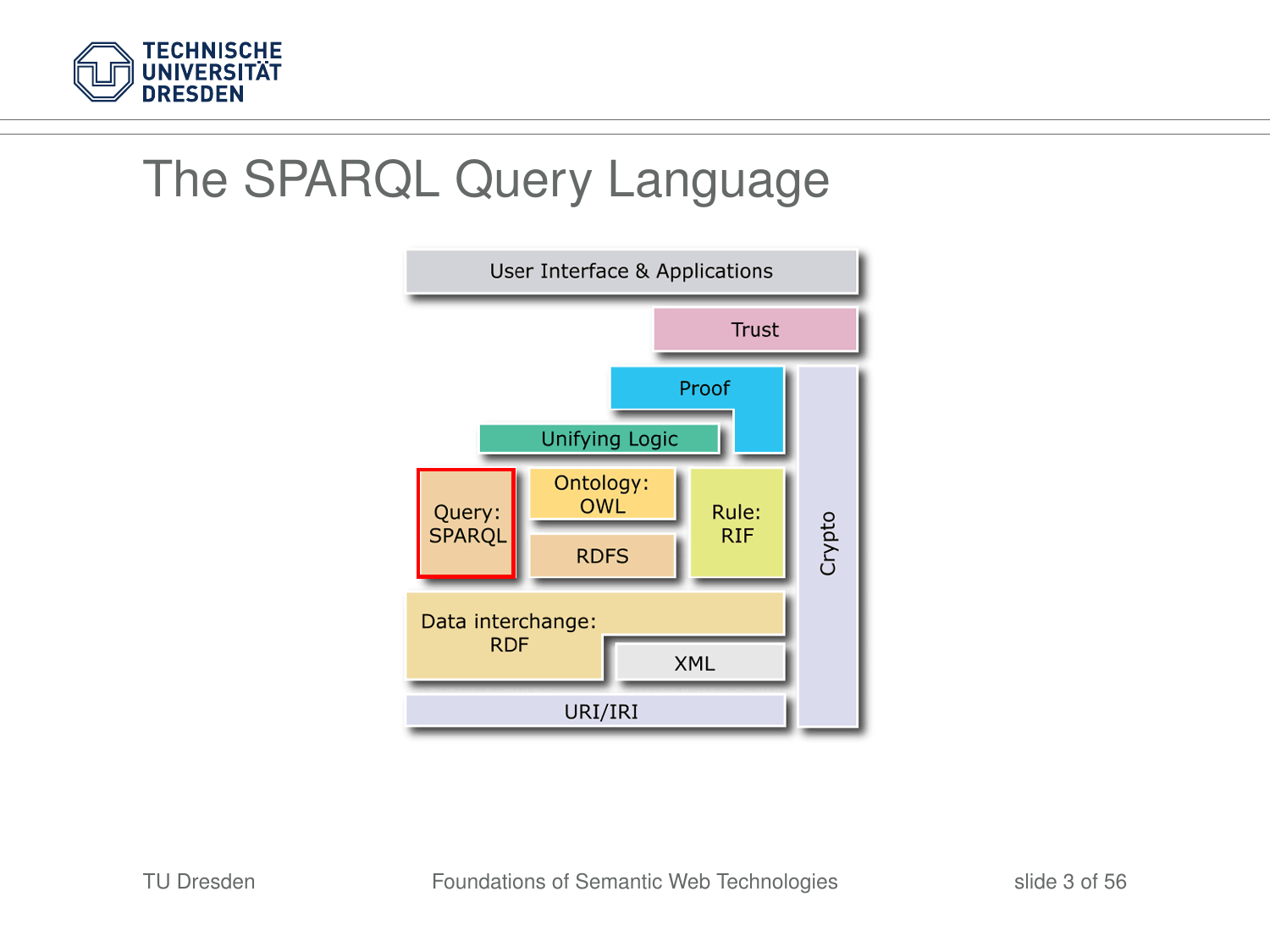# The SPARQL Query Language

User Interface & Applications

Trust

Proof

Unifying Logic

Query: SPARQL

Ontology: OWL

RDFS

Rule: RIF

Crypto

Data interchange: RDF

XML

URI/IRI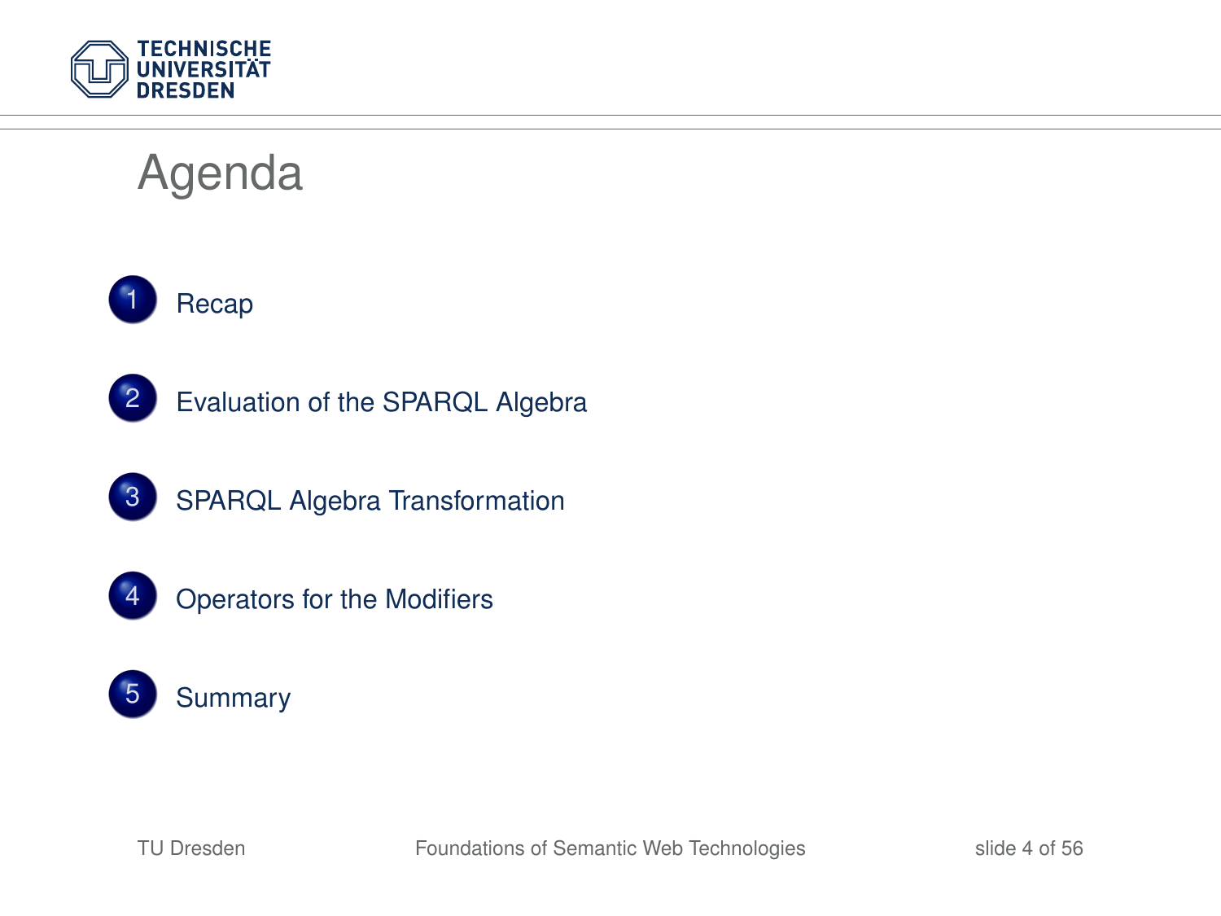# Agenda

1. Recap
2. Evaluation of the SPARQL Algebra
3. SPARQL Algebra Transformation
4. Operators for the Modifiers
5. Summary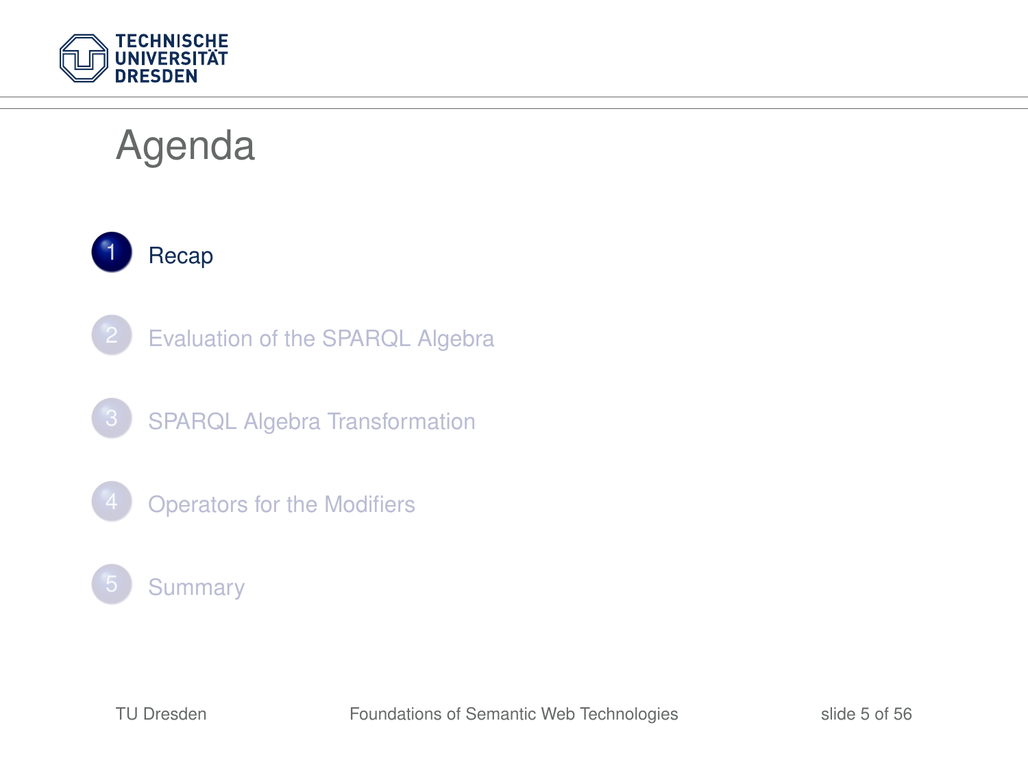# Agenda

1. Recap
2. Evaluation of the SPARQL Algebra
3. SPARQL Algebra Transformation
4. Operators for the Modifiers
5. Summary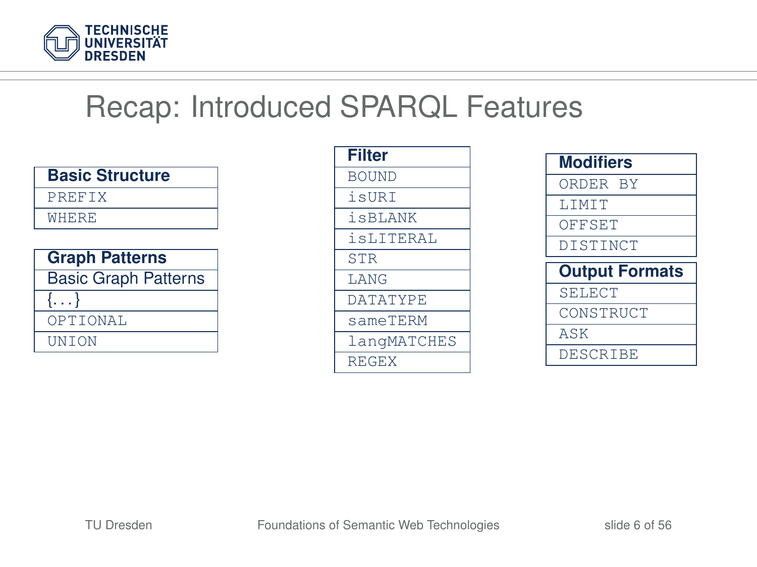# Recap: Introduced SPARQL Features

| **Basic Structure** |
| --- |
| `PREFIX` |
| `WHERE` |

| **Graph Patterns** |
| --- |
| Basic Graph Patterns |
| {...} |
| `OPTIONAL` |
| `UNION` |

| **Filter** |
| --- |
| `BOUND` |
| `isURI` |
| `isBLANK` |
| `isLITERAL` |
| `STR` |
| `LANG` |
| `DATATYPE` |
| `sameTERM` |
| `langMATCHES` |
| `REGEX` |

| **Modifiers** |
| --- |
| `ORDER BY` |
| `LIMIT` |
| `OFFSET` |
| `DISTINCT` |

| **Output Formats** |
| --- |
| `SELECT` |
| `CONSTRUCT` |
| `ASK` |
| `DESCRIBE` |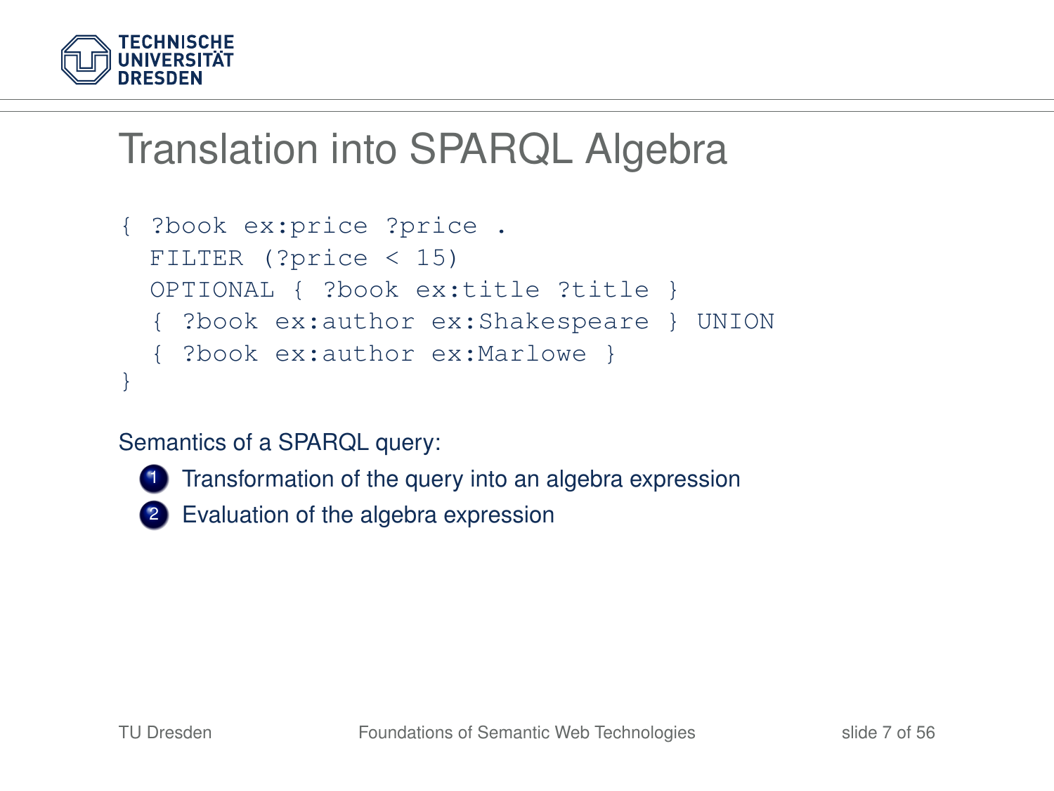# Translation into SPARQL Algebra

```
{ ?book ex:price ?price .
  FILTER (?price < 15)
  OPTIONAL { ?book ex:title ?title }
  { ?book ex:author ex:Shakespeare } UNION
  { ?book ex:author ex:Marlowe }
}
```

Semantics of a SPARQL query:

1. Transformation of the query into an algebra expression
2. Evaluation of the algebra expression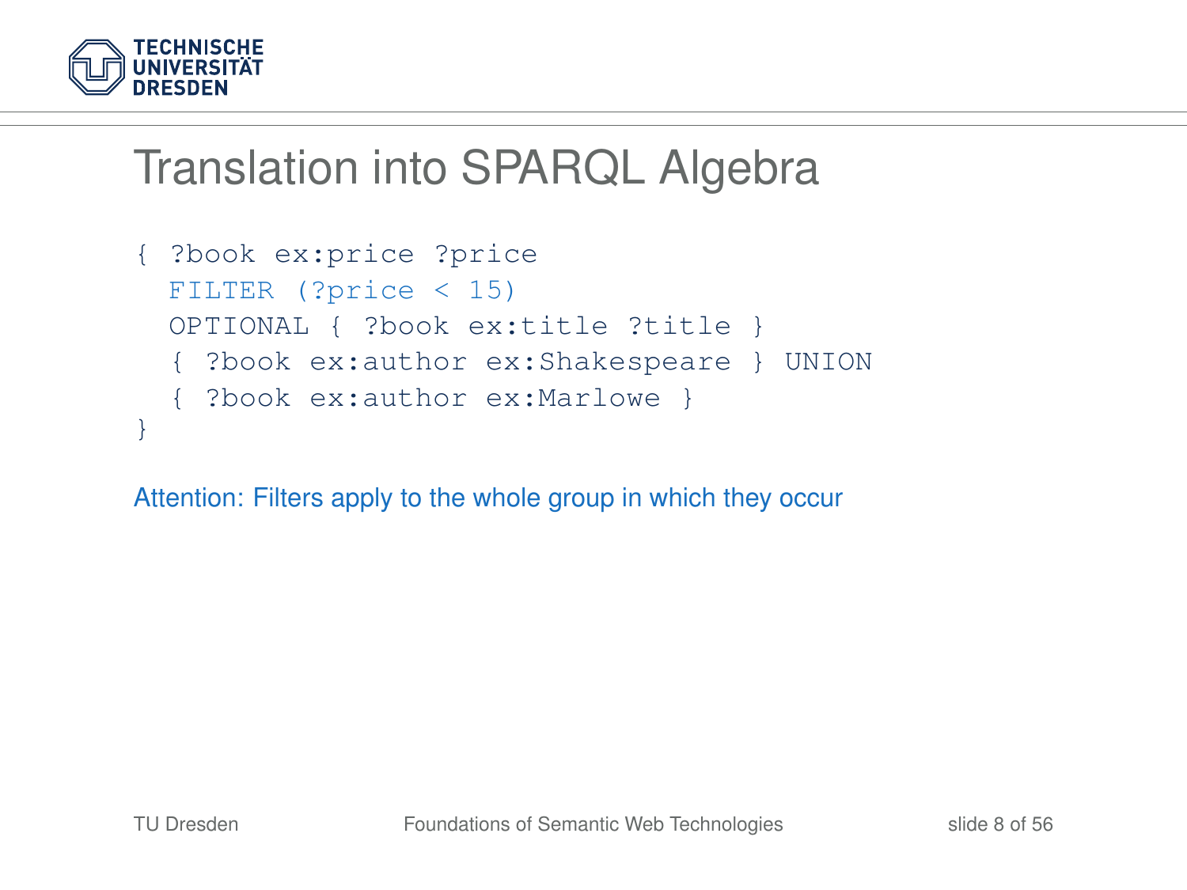# Translation into SPARQL Algebra

```
{ ?book ex:price ?price
  FILTER (?price < 15)
  OPTIONAL { ?book ex:title ?title }
  { ?book ex:author ex:Shakespeare } UNION
  { ?book ex:author ex:Marlowe }
}
```

Attention: Filters apply to the whole group in which they occur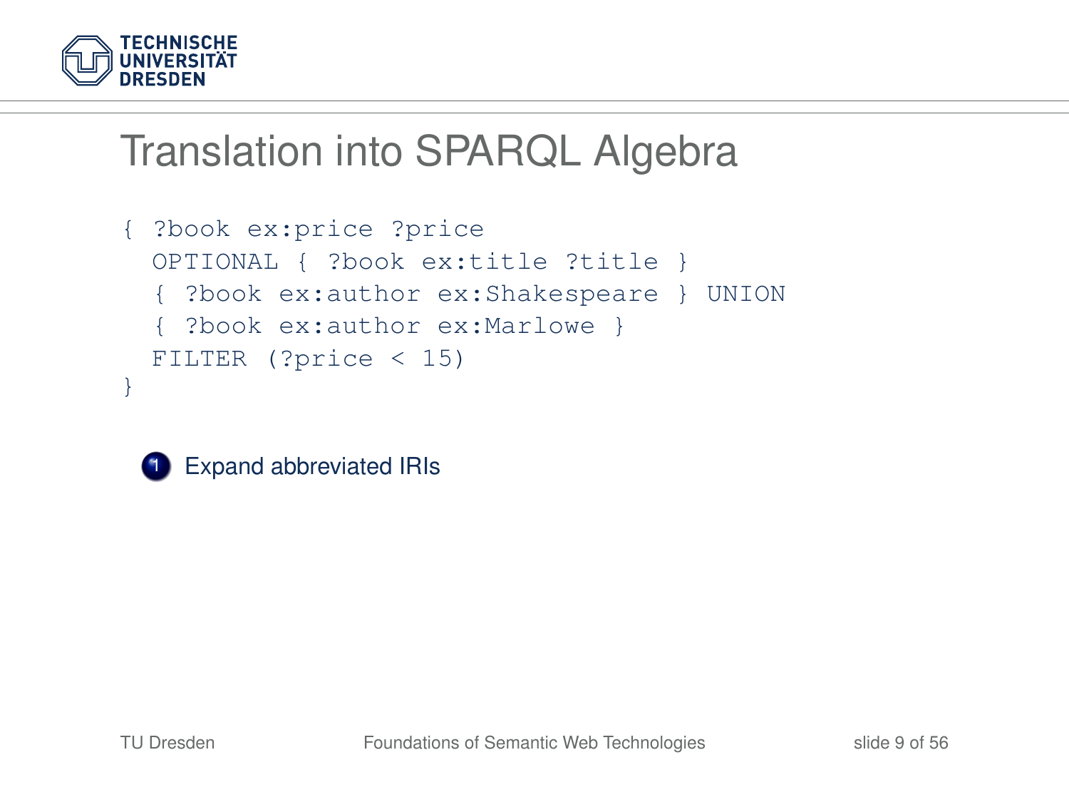# Translation into SPARQL Algebra

```
{ ?book ex:price ?price
  OPTIONAL { ?book ex:title ?title }
  { ?book ex:author ex:Shakespeare } UNION
  { ?book ex:author ex:Marlowe }
  FILTER (?price < 15)
}
```

1. Expand abbreviated IRIs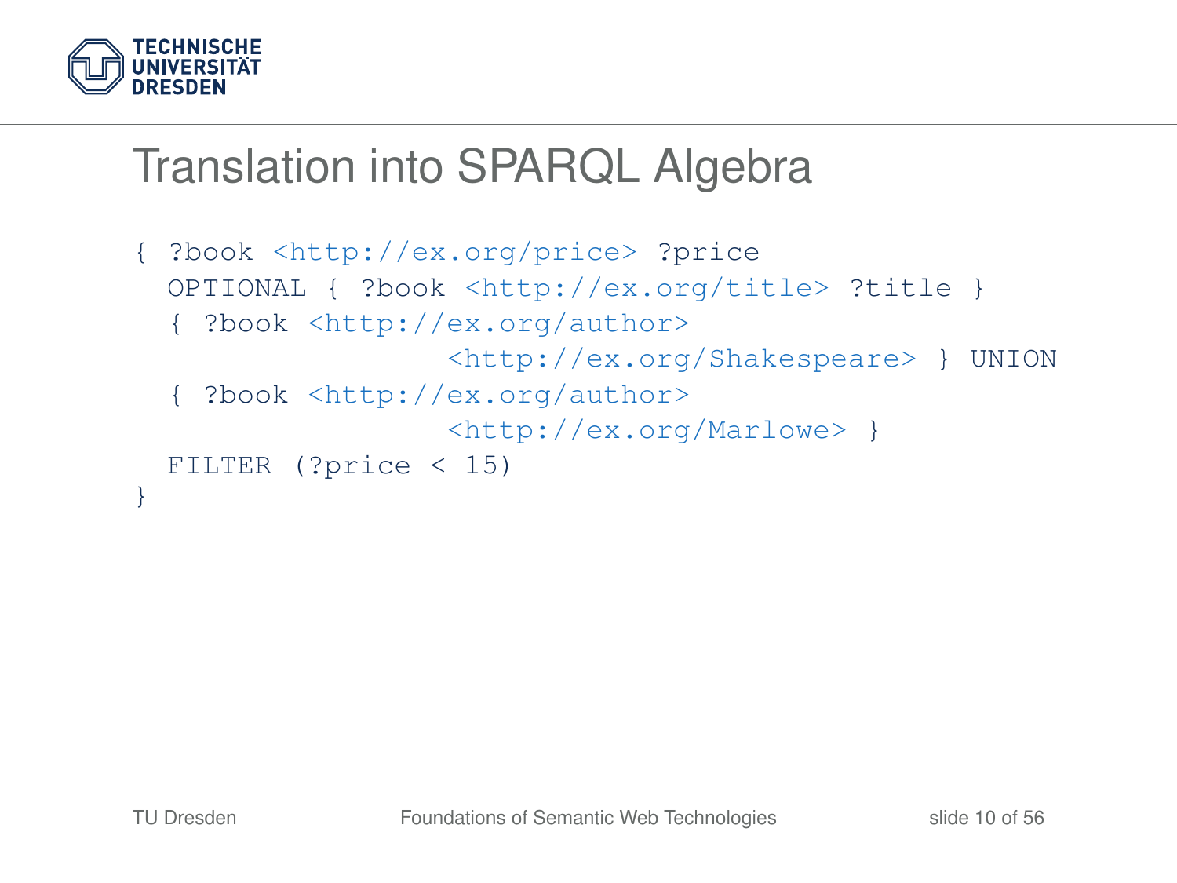# Translation into SPARQL Algebra

```
{ ?book <http://ex.org/price> ?price
  OPTIONAL { ?book <http://ex.org/title> ?title }
  { ?book <http://ex.org/author>
                <http://ex.org/Shakespeare> } UNION
  { ?book <http://ex.org/author>
                <http://ex.org/Marlowe> }
  FILTER (?price < 15)
}
```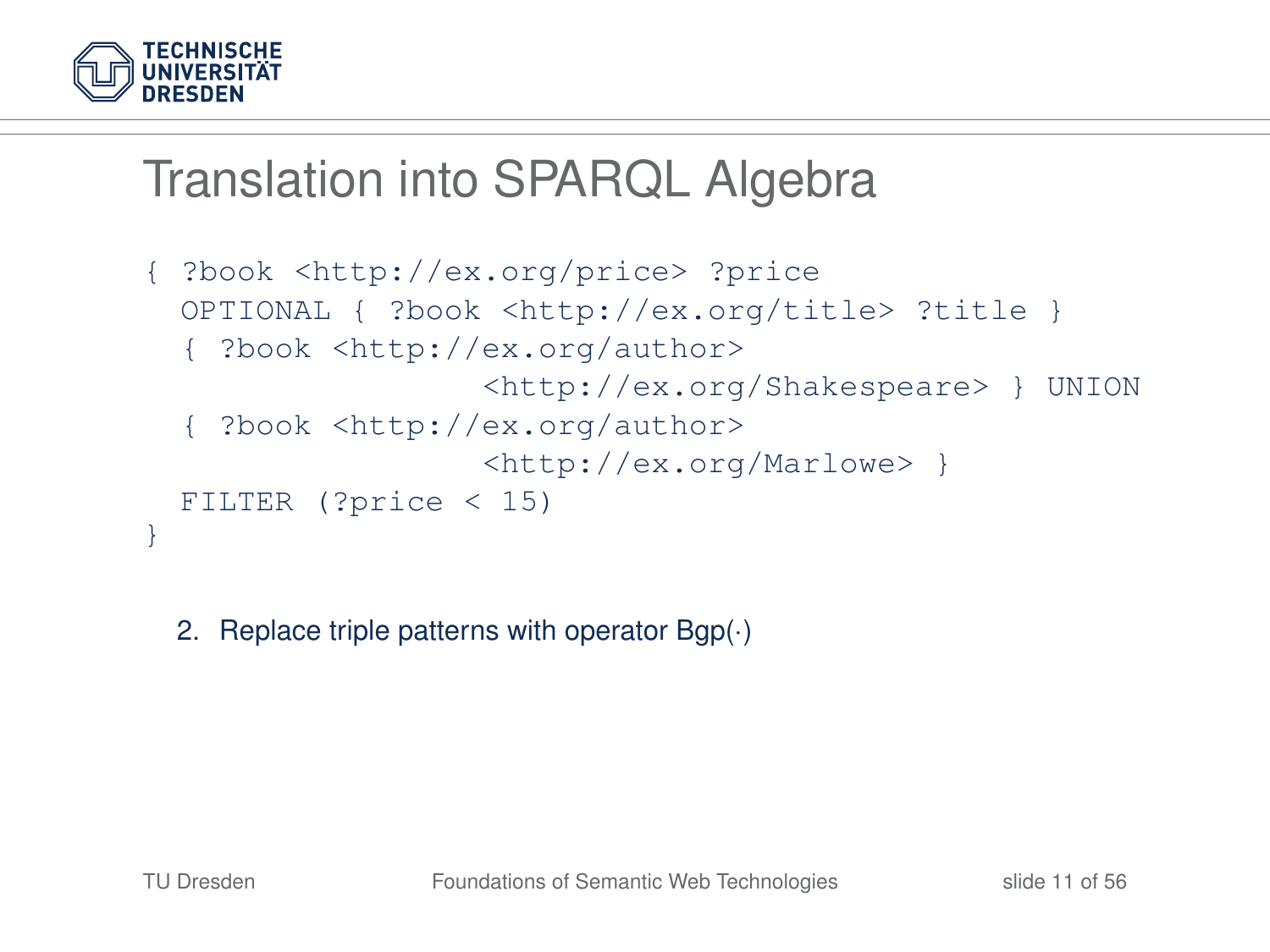# Translation into SPARQL Algebra

```
{ ?book <http://ex.org/price> ?price
  OPTIONAL { ?book <http://ex.org/title> ?title }
  { ?book <http://ex.org/author>
                <http://ex.org/Shakespeare> } UNION
  { ?book <http://ex.org/author>
                <http://ex.org/Marlowe> }
  FILTER (?price < 15)
}
```

2. Replace triple patterns with operator Bgp(·)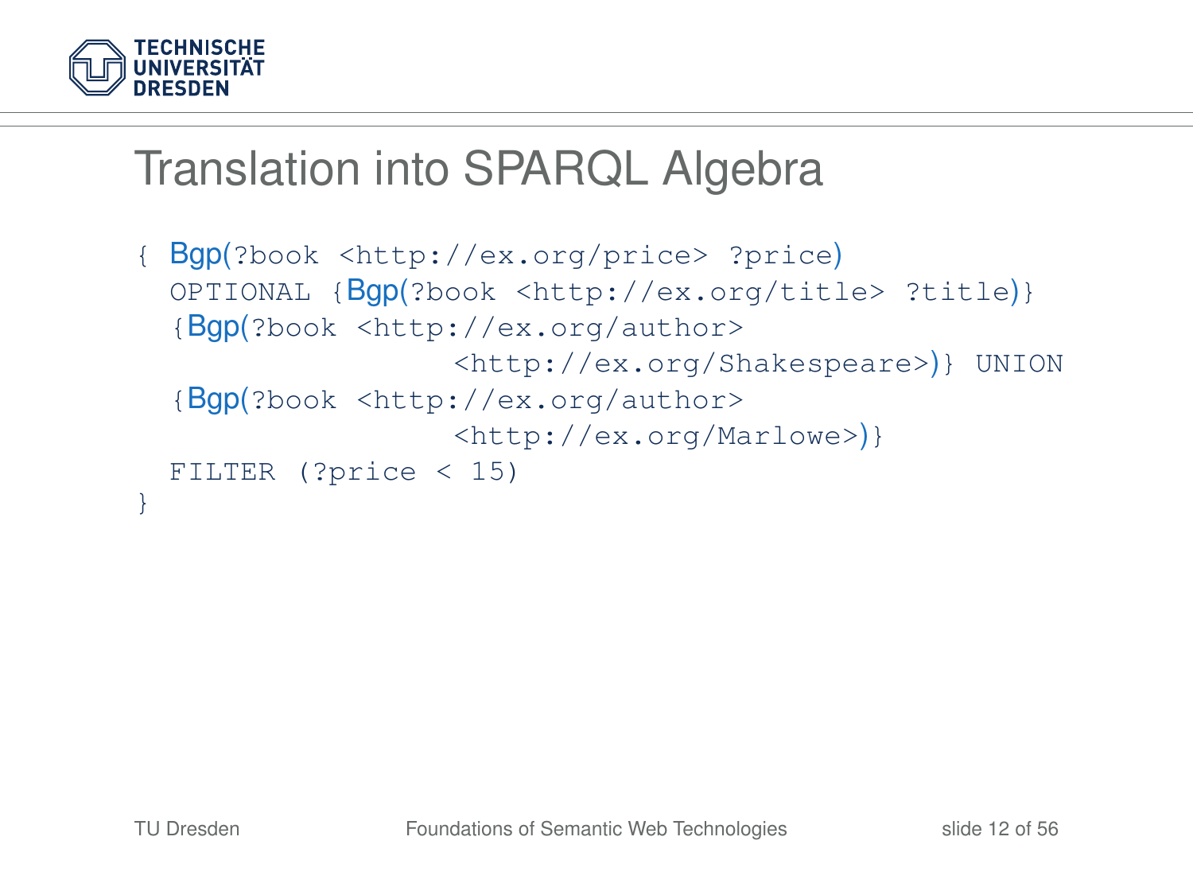# Translation into SPARQL Algebra

```
{ Bgp(?book <http://ex.org/price> ?price)
  OPTIONAL {Bgp(?book <http://ex.org/title> ?title)}
  {Bgp(?book <http://ex.org/author>
                <http://ex.org/Shakespeare>)} UNION
  {Bgp(?book <http://ex.org/author>
                <http://ex.org/Marlowe>)}
  FILTER (?price < 15)
}
```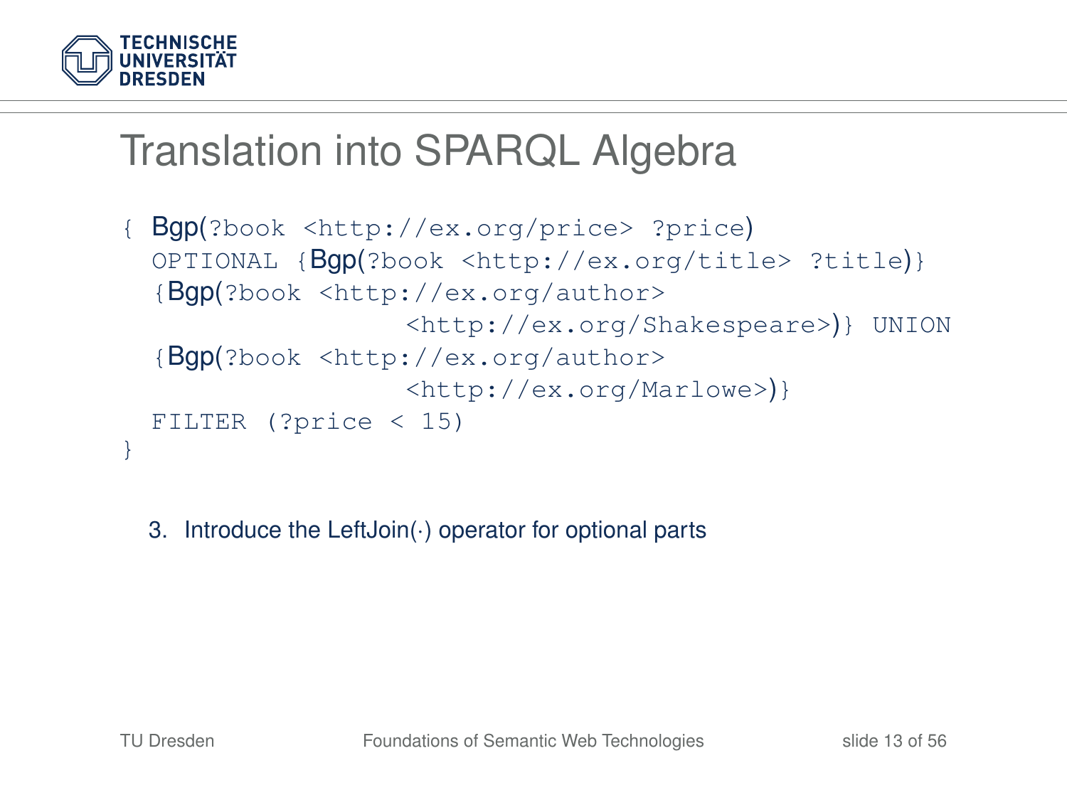# Translation into SPARQL Algebra

```
{ Bgp(?book <http://ex.org/price> ?price)
  OPTIONAL {Bgp(?book <http://ex.org/title> ?title)}
  {Bgp(?book <http://ex.org/author>
                  <http://ex.org/Shakespeare>)} UNION
  {Bgp(?book <http://ex.org/author>
                  <http://ex.org/Marlowe>)}
  FILTER (?price < 15)
}
```

3. Introduce the LeftJoin(·) operator for optional parts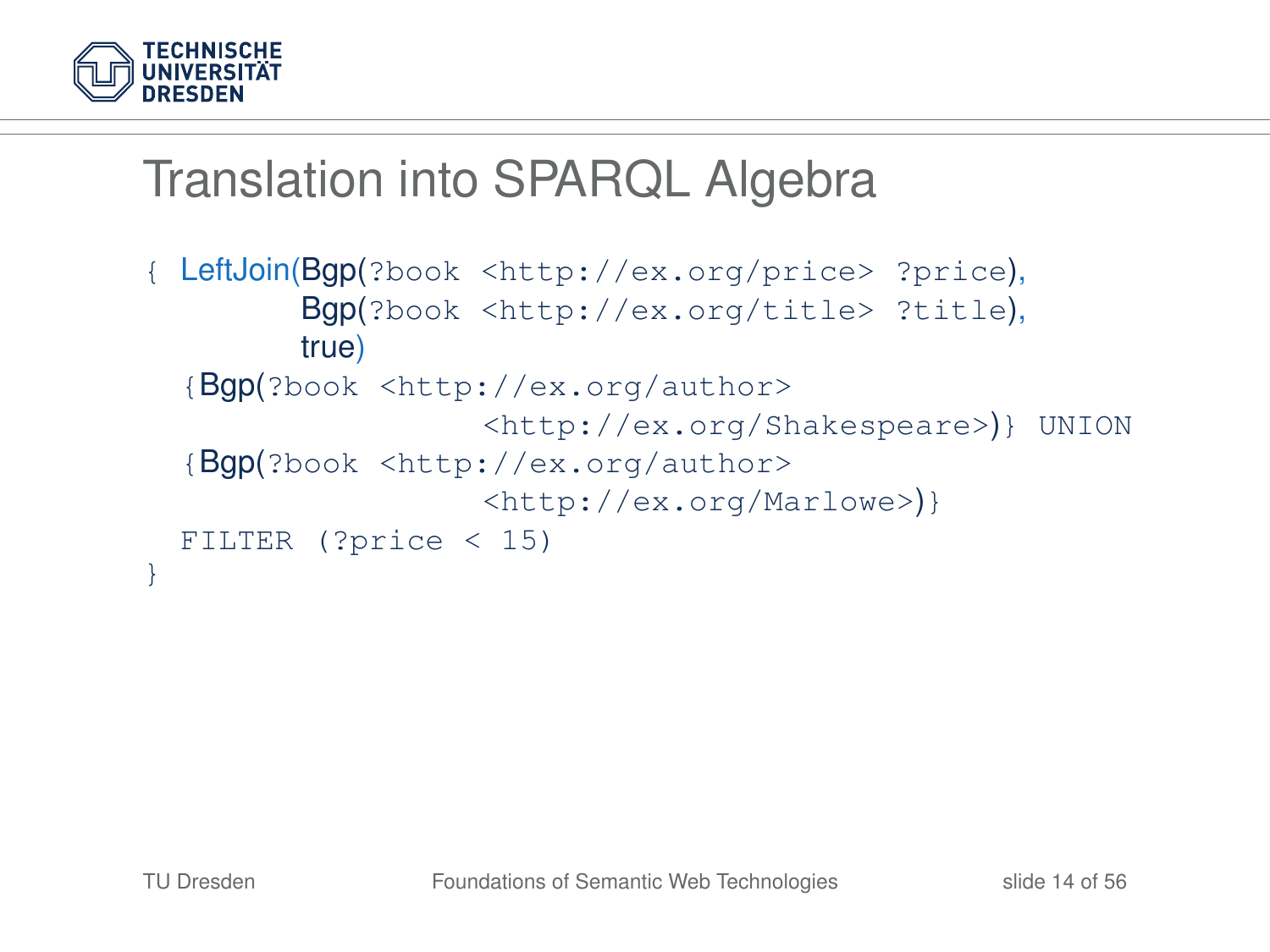# Translation into SPARQL Algebra

```
{ LeftJoin(Bgp(?book <http://ex.org/price> ?price),
          Bgp(?book <http://ex.org/title> ?title),
          true)
  {Bgp(?book <http://ex.org/author>
                    <http://ex.org/Shakespeare>)} UNION
  {Bgp(?book <http://ex.org/author>
                    <http://ex.org/Marlowe>)}
  FILTER (?price < 15)
}
```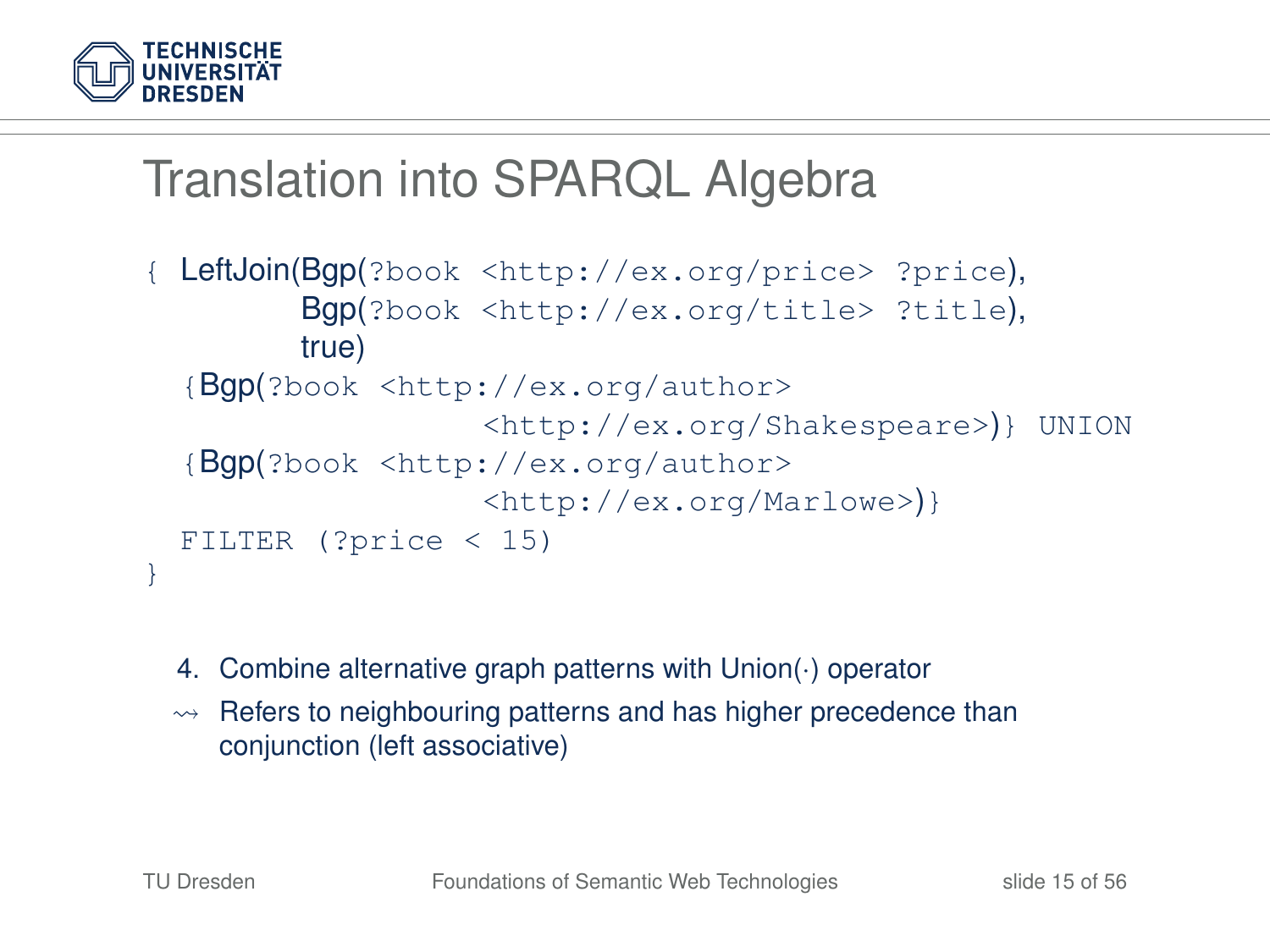# Translation into SPARQL Algebra

```
{ LeftJoin(Bgp(?book <http://ex.org/price> ?price),
           Bgp(?book <http://ex.org/title> ?title),
           true)
  {Bgp(?book <http://ex.org/author>
                   <http://ex.org/Shakespeare>)} UNION
  {Bgp(?book <http://ex.org/author>
                   <http://ex.org/Marlowe>)}
  FILTER (?price < 15)
}
```

4. Combine alternative graph patterns with Union(·) operator

⇝ Refers to neighbouring patterns and has higher precedence than conjunction (left associative)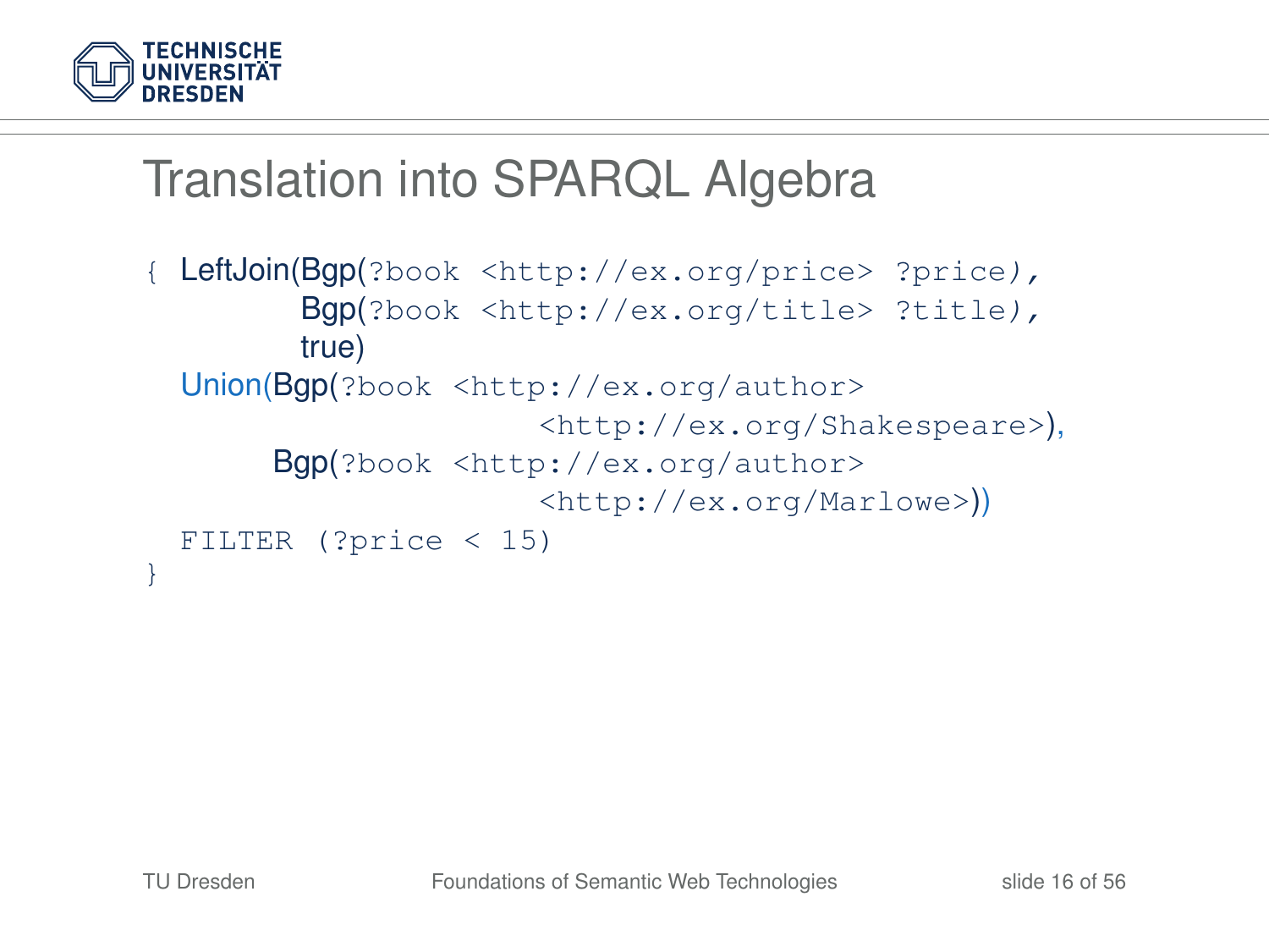# Translation into SPARQL Algebra

```
{ LeftJoin(Bgp(?book <http://ex.org/price> ?price),
           Bgp(?book <http://ex.org/title> ?title),
           true)
  Union(Bgp(?book <http://ex.org/author>
                        <http://ex.org/Shakespeare>),
        Bgp(?book <http://ex.org/author>
                        <http://ex.org/Marlowe>))
  FILTER (?price < 15)
}
```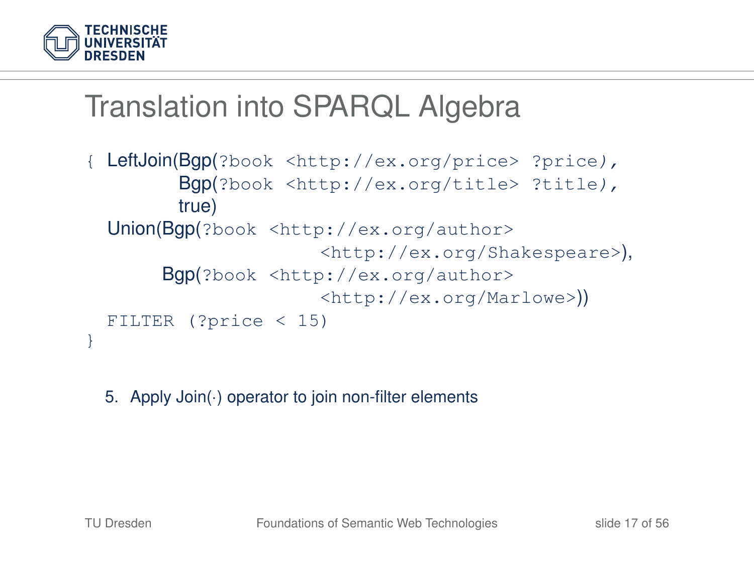# Translation into SPARQL Algebra

```
{ LeftJoin(Bgp(?book <http://ex.org/price> ?price),
           Bgp(?book <http://ex.org/title> ?title),
           true)
  Union(Bgp(?book <http://ex.org/author>
                      <http://ex.org/Shakespeare>),
        Bgp(?book <http://ex.org/author>
                      <http://ex.org/Marlowe>))
  FILTER (?price < 15)
}
```

5. Apply Join(·) operator to join non-filter elements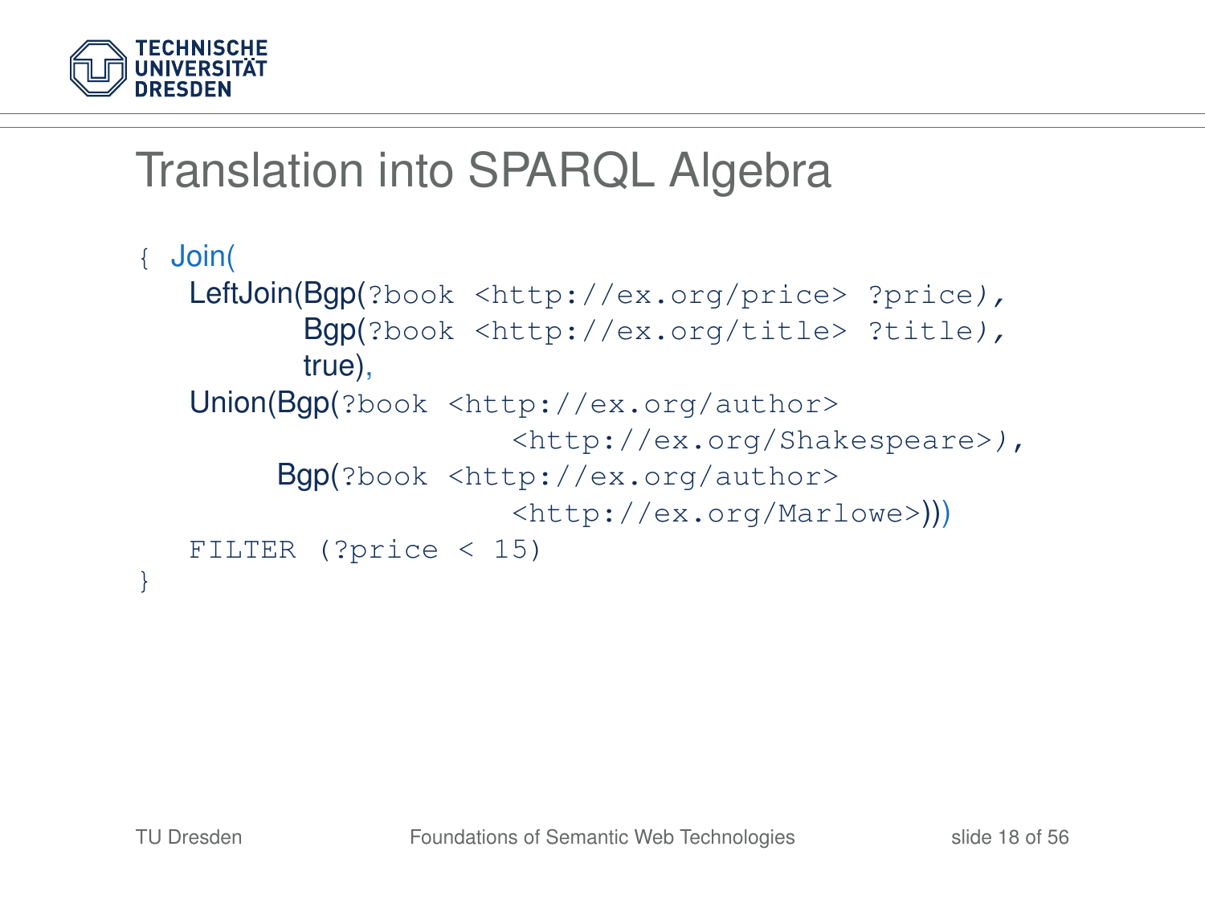# Translation into SPARQL Algebra

```
{ Join(
   LeftJoin(Bgp(?book <http://ex.org/price> ?price),
            Bgp(?book <http://ex.org/title> ?title),
            true),
   Union(Bgp(?book <http://ex.org/author>
                       <http://ex.org/Shakespeare>),
         Bgp(?book <http://ex.org/author>
                       <http://ex.org/Marlowe>)))
   FILTER (?price < 15)
}
```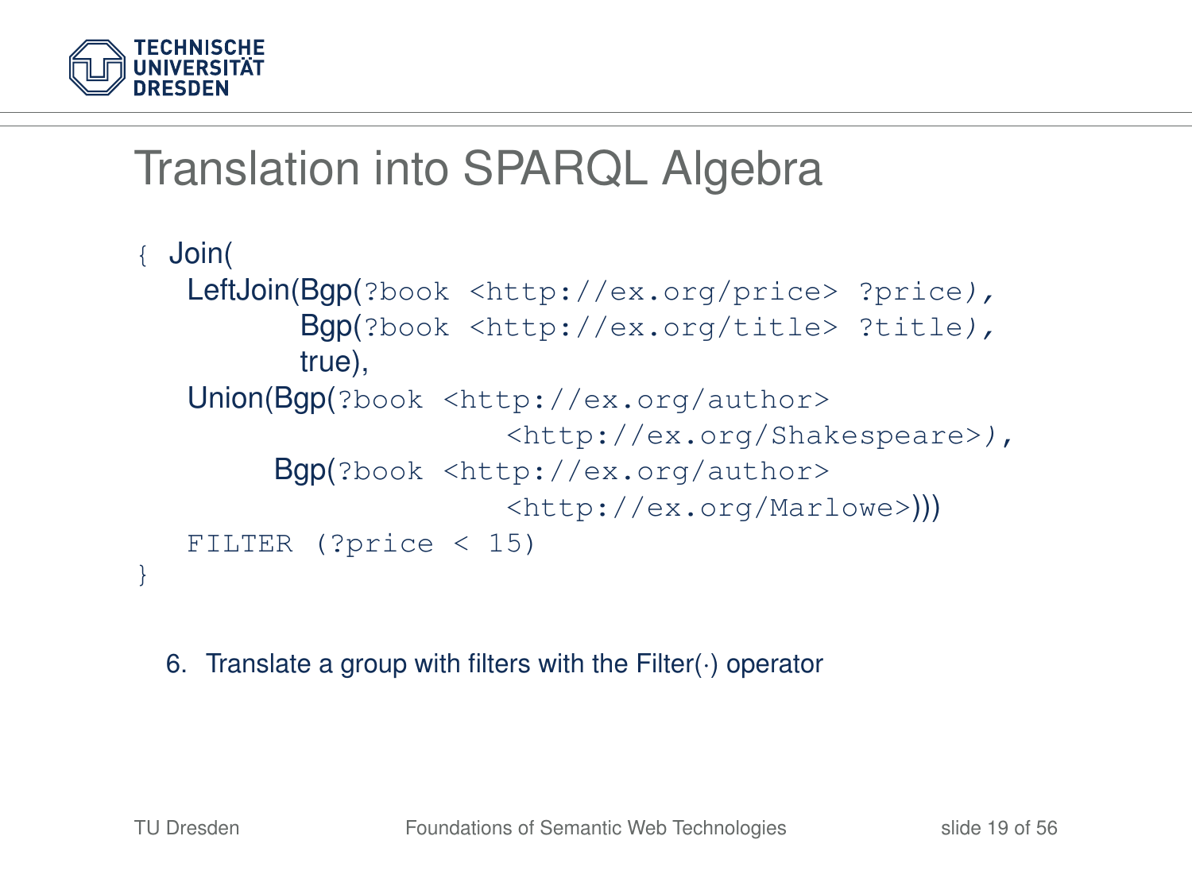# Translation into SPARQL Algebra

```
{ Join(
    LeftJoin(Bgp(?book <http://ex.org/price> ?price),
             Bgp(?book <http://ex.org/title> ?title),
             true),
    Union(Bgp(?book <http://ex.org/author>
                        <http://ex.org/Shakespeare>),
          Bgp(?book <http://ex.org/author>
                        <http://ex.org/Marlowe>)))
    FILTER (?price < 15)
}
```

6. Translate a group with filters with the Filter(·) operator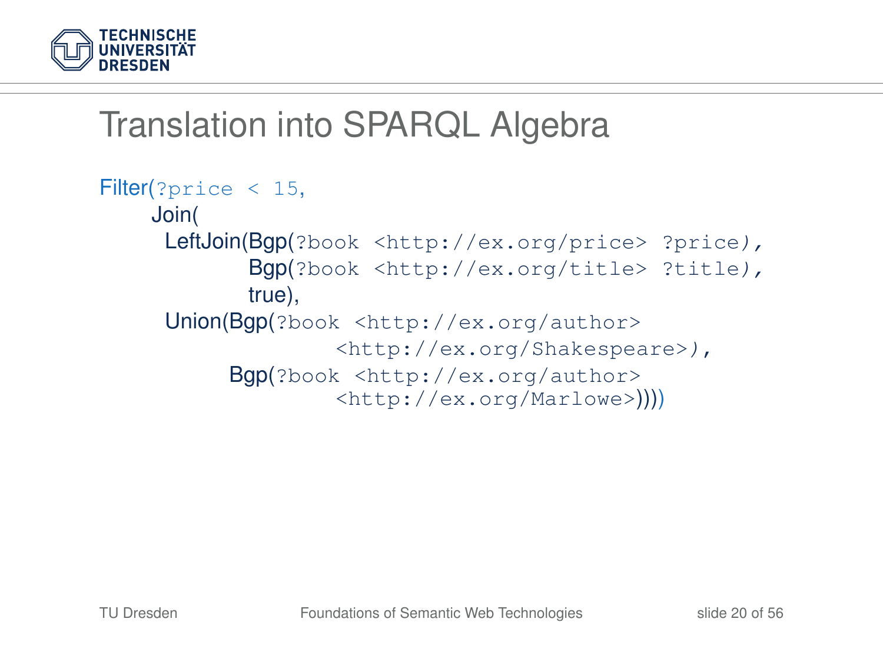# Translation into SPARQL Algebra

```
Filter(?price < 15,
   Join(
    LeftJoin(Bgp(?book <http://ex.org/price> ?price),
             Bgp(?book <http://ex.org/title> ?title),
             true),
    Union(Bgp(?book <http://ex.org/author>
                    <http://ex.org/Shakespeare>),
          Bgp(?book <http://ex.org/author>
                    <http://ex.org/Marlowe>))))
```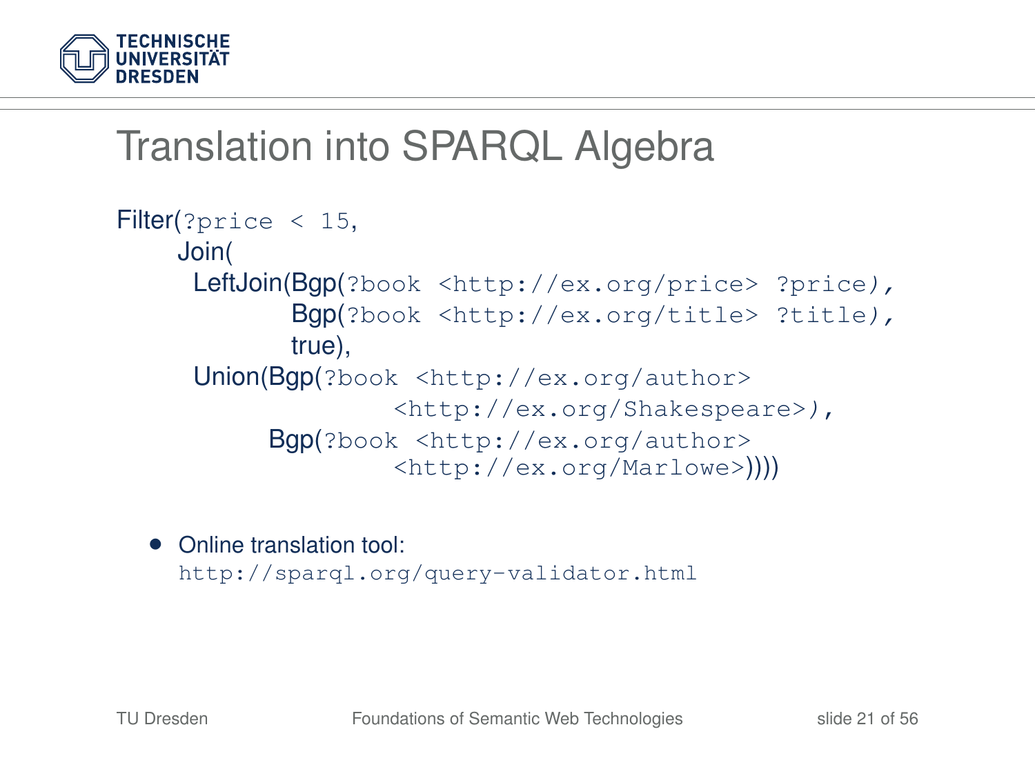# Translation into SPARQL Algebra

```
Filter(?price < 15,
    Join(
     LeftJoin(Bgp(?book <http://ex.org/price> ?price),
              Bgp(?book <http://ex.org/title> ?title),
              true),
     Union(Bgp(?book <http://ex.org/author>
                    <http://ex.org/Shakespeare>),
           Bgp(?book <http://ex.org/author>
                    <http://ex.org/Marlowe>))))
```

- Online translation tool:
  http://sparql.org/query-validator.html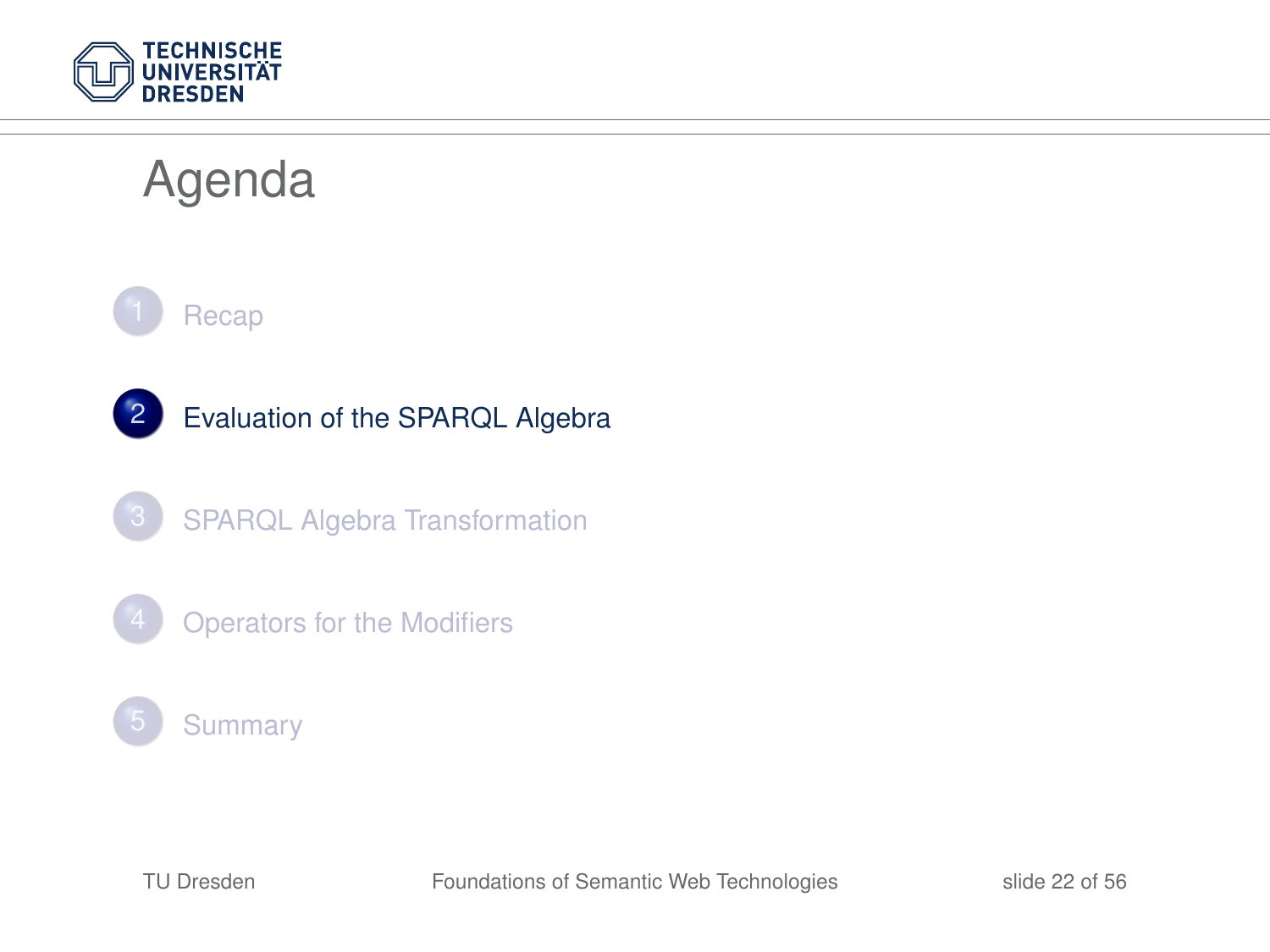# Agenda

1. Recap
2. Evaluation of the SPARQL Algebra
3. SPARQL Algebra Transformation
4. Operators for the Modifiers
5. Summary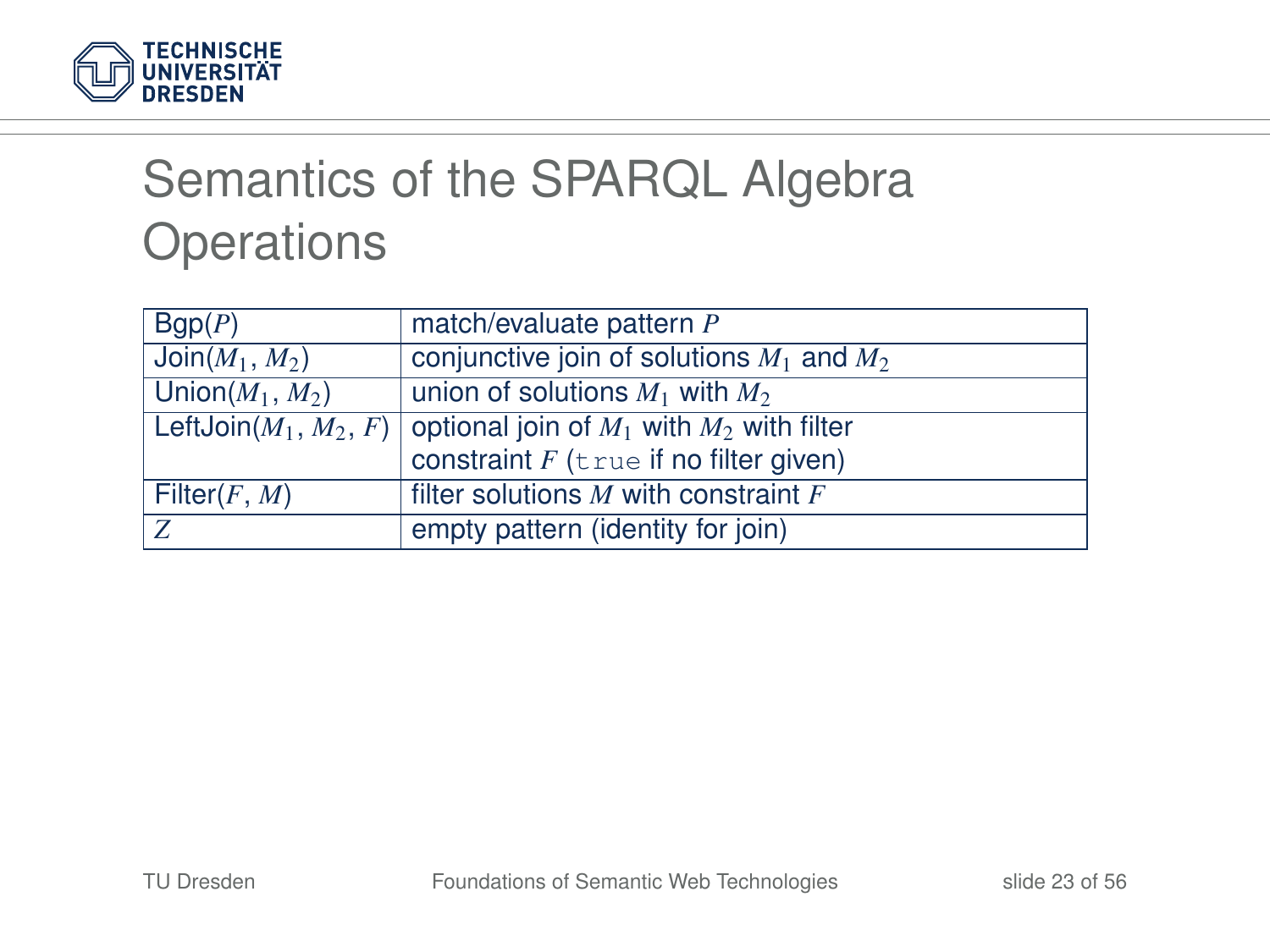# Semantics of the SPARQL Algebra Operations

| | |
|---|---|
| Bgp($P$) | match/evaluate pattern $P$ |
| Join($M_1$, $M_2$) | conjunctive join of solutions $M_1$ and $M_2$ |
| Union($M_1$, $M_2$) | union of solutions $M_1$ with $M_2$ |
| LeftJoin($M_1$, $M_2$, $F$) | optional join of $M_1$ with $M_2$ with filter constraint $F$ (`true` if no filter given) |
| Filter($F$, $M$) | filter solutions $M$ with constraint $F$ |
| $Z$ | empty pattern (identity for join) |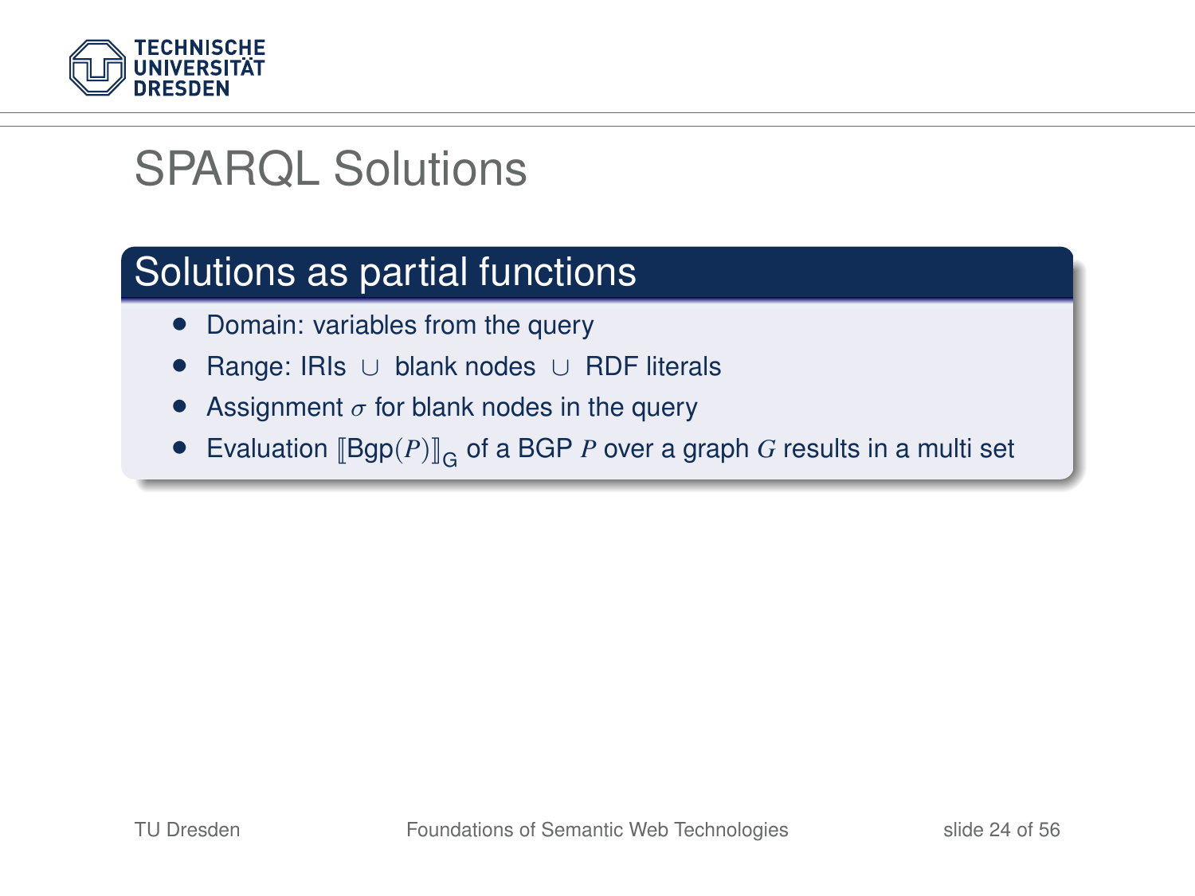# SPARQL Solutions

## Solutions as partial functions

- Domain: variables from the query
- Range: IRIs $\cup$ blank nodes $\cup$ RDF literals
- Assignment $\sigma$ for blank nodes in the query
- Evaluation $[\![\text{Bgp}(P)]\!]_G$ of a BGP $P$ over a graph $G$ results in a multi set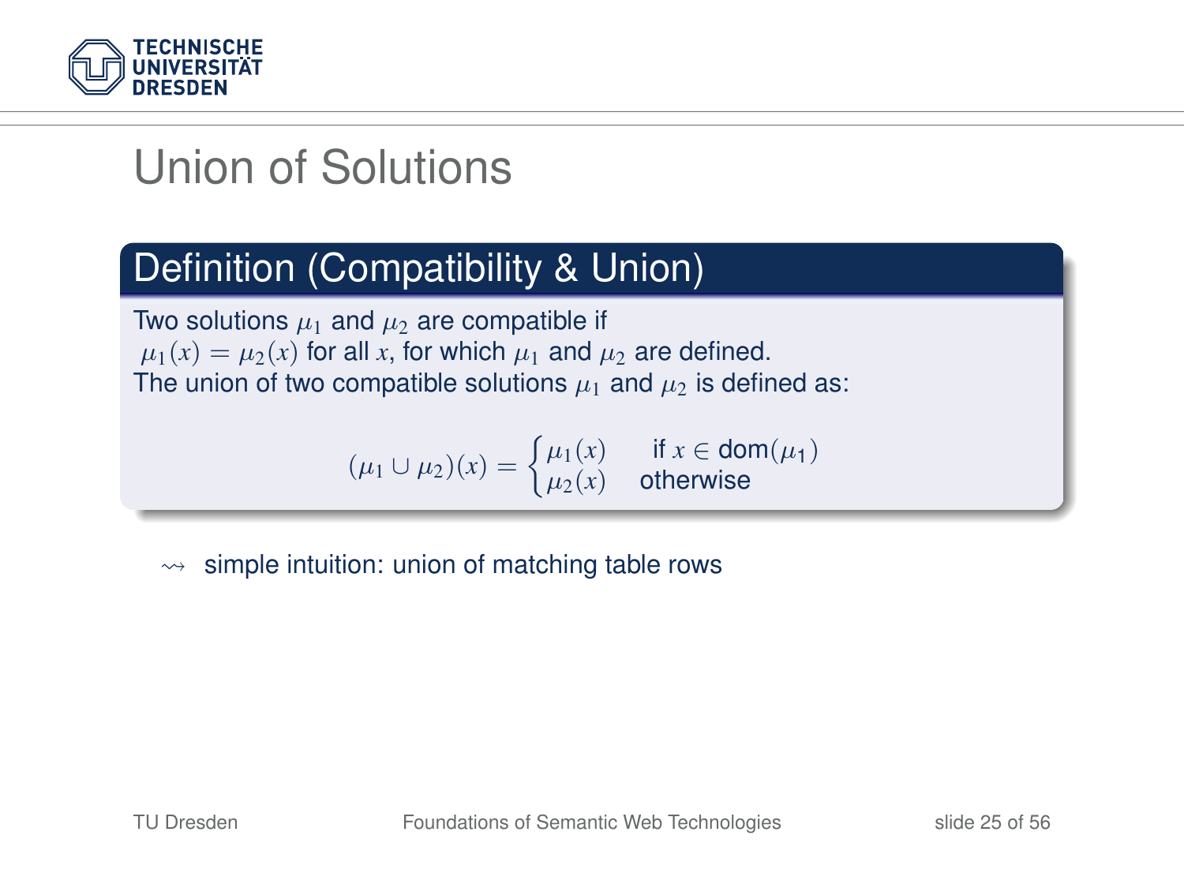# Union of Solutions

## Definition (Compatibility & Union)

Two solutions $\mu_1$ and $\mu_2$ are compatible if $\mu_1(x) = \mu_2(x)$ for all $x$, for which $\mu_1$ and $\mu_2$ are defined.
The union of two compatible solutions $\mu_1$ and $\mu_2$ is defined as:

$$(\mu_1 \cup \mu_2)(x) = \begin{cases} \mu_1(x) & \text{if } x \in \text{dom}(\mu_1) \\ \mu_2(x) & \text{otherwise} \end{cases}$$

$\rightsquigarrow$ simple intuition: union of matching table rows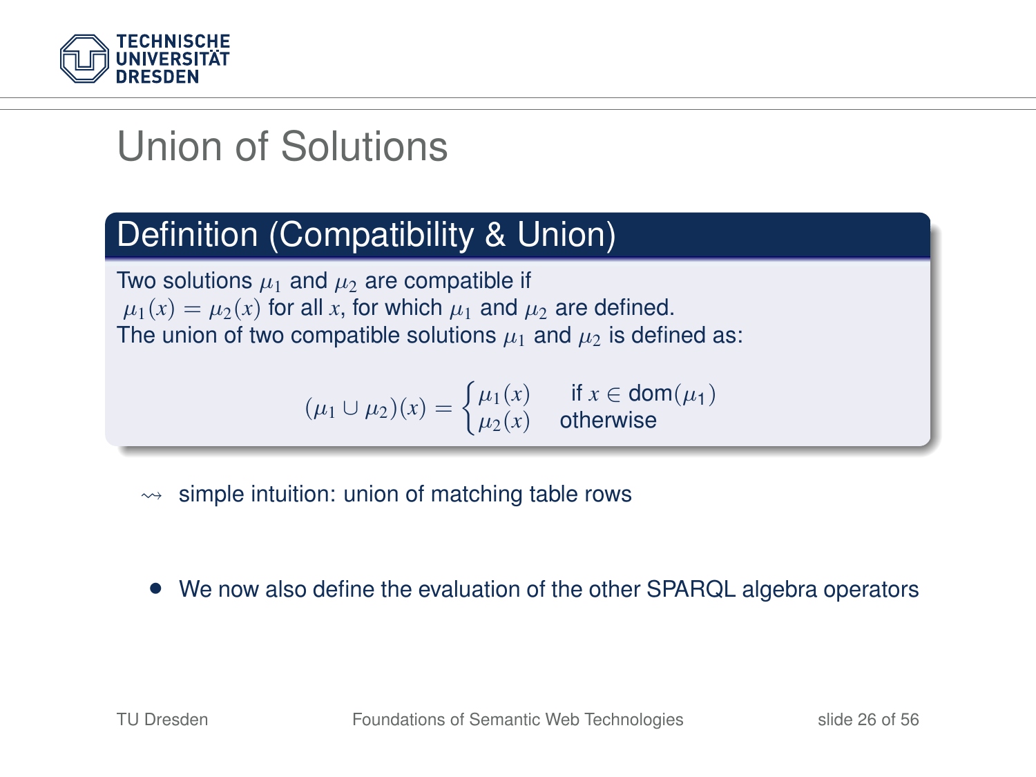# Union of Solutions

## Definition (Compatibility & Union)

Two solutions $\mu_1$ and $\mu_2$ are compatible if $\mu_1(x) = \mu_2(x)$ for all $x$, for which $\mu_1$ and $\mu_2$ are defined.
The union of two compatible solutions $\mu_1$ and $\mu_2$ is defined as:

$$(\mu_1 \cup \mu_2)(x) = \begin{cases} \mu_1(x) & \text{if } x \in \text{dom}(\mu_1) \\ \mu_2(x) & \text{otherwise} \end{cases}$$

$\rightsquigarrow$ simple intuition: union of matching table rows

- We now also define the evaluation of the other SPARQL algebra operators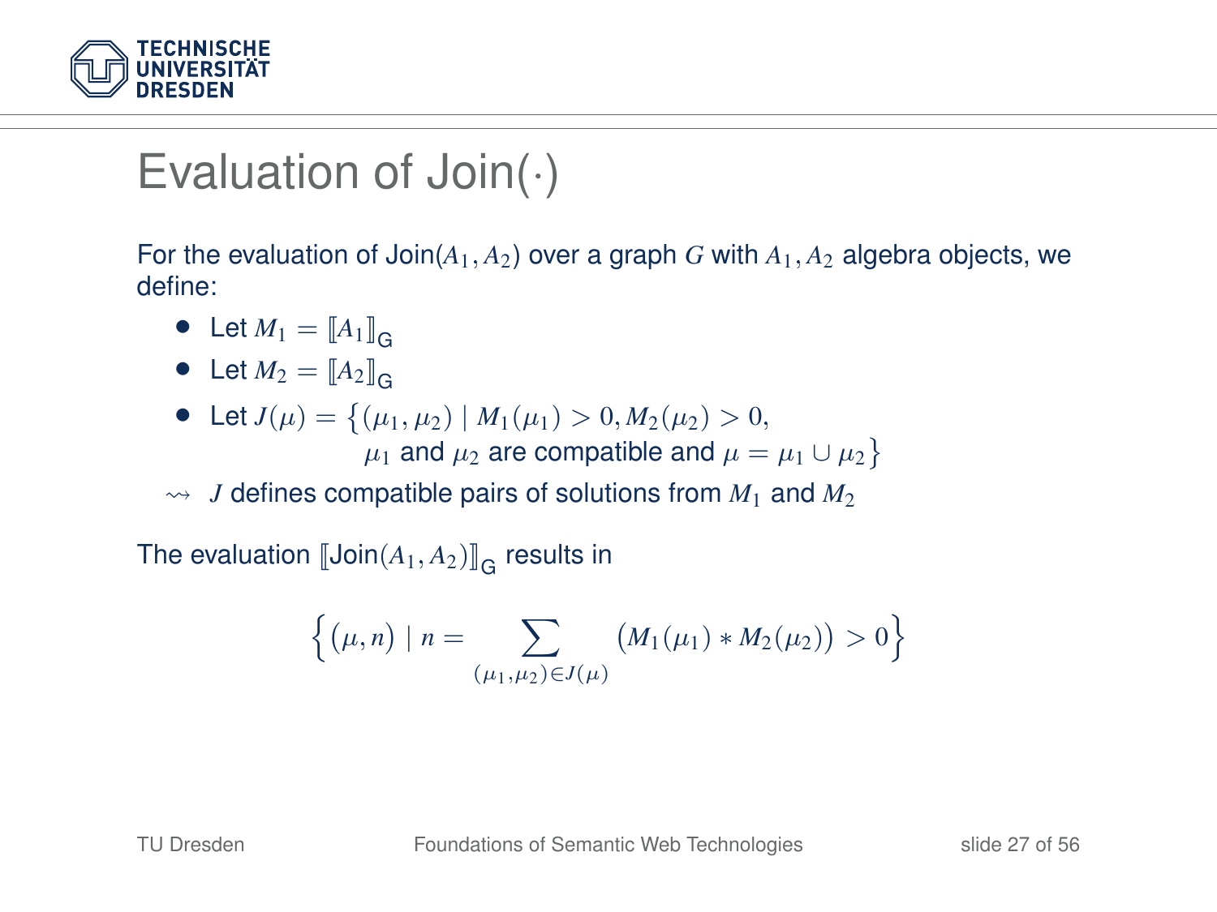# Evaluation of Join(·)

For the evaluation of Join($A_1, A_2$) over a graph $G$ with $A_1, A_2$ algebra objects, we define:

- Let $M_1 = [\![A_1]\!]_\mathsf{G}$
- Let $M_2 = [\![A_2]\!]_\mathsf{G}$
- Let $J(\mu) = \big\{(\mu_1, \mu_2) \mid M_1(\mu_1) > 0, M_2(\mu_2) > 0,$
  $\mu_1$ and $\mu_2$ are compatible and $\mu = \mu_1 \cup \mu_2\big\}$

⇝ $J$ defines compatible pairs of solutions from $M_1$ and $M_2$

The evaluation $[\![\text{Join}(A_1, A_2)]\!]_\mathsf{G}$ results in

$$\Big\{(\mu, n) \mid n = \sum_{(\mu_1,\mu_2) \in J(\mu)} \big(M_1(\mu_1) * M_2(\mu_2)\big) > 0\Big\}$$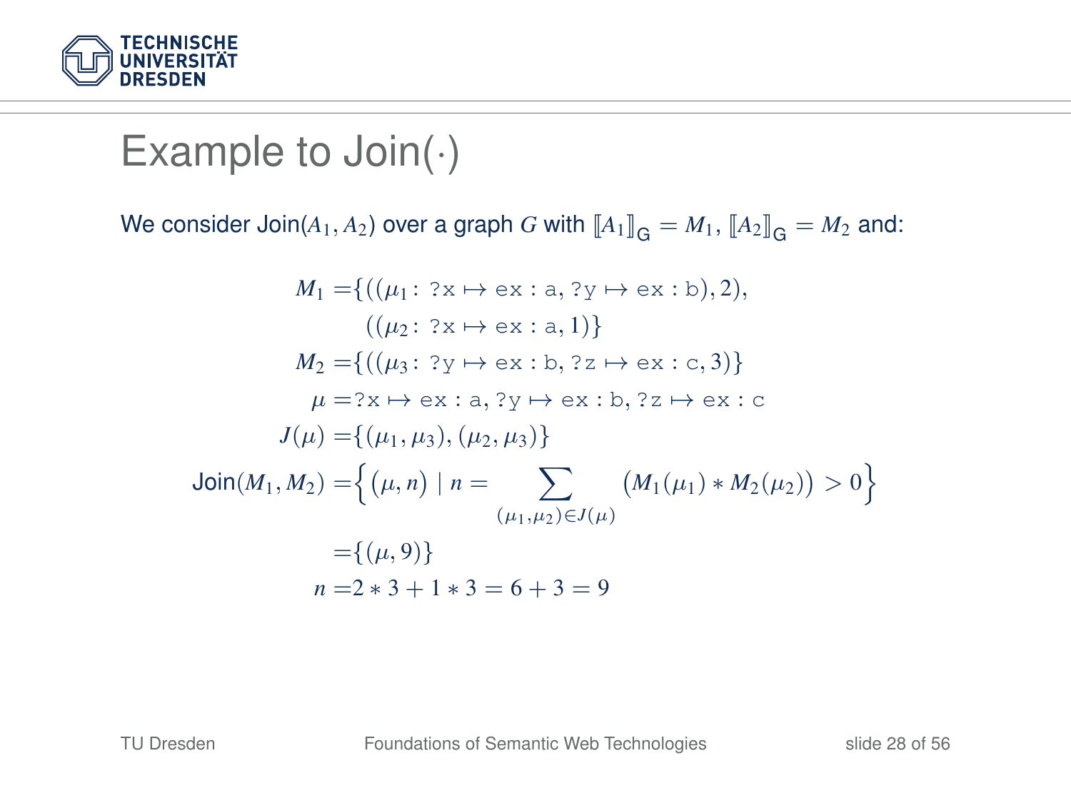# Example to Join(·)

We consider $\text{Join}(A_1, A_2)$ over a graph $G$ with $[\![A_1]\!]_G = M_1$, $[\![A_2]\!]_G = M_2$ and:

$$
\begin{aligned}
M_1 =& \{((\mu_1\colon \texttt{?x} \mapsto \texttt{ex:a}, \texttt{?y} \mapsto \texttt{ex:b}), 2),\\
& ((\mu_2\colon \texttt{?x} \mapsto \texttt{ex:a}, 1)\}\\
M_2 =& \{((\mu_3\colon \texttt{?y} \mapsto \texttt{ex:b}, \texttt{?z} \mapsto \texttt{ex:c}, 3)\}\\
\mu =& \texttt{?x} \mapsto \texttt{ex:a}, \texttt{?y} \mapsto \texttt{ex:b}, \texttt{?z} \mapsto \texttt{ex:c}\\
J(\mu) =& \{(\mu_1, \mu_3), (\mu_2, \mu_3)\}\\
\text{Join}(M_1, M_2) =& \Big\{ \big(\mu, n\big) \mid n = \sum_{(\mu_1,\mu_2) \in J(\mu)} \big(M_1(\mu_1) * M_2(\mu_2)\big) > 0 \Big\}\\
=& \{(\mu, 9)\}\\
n =& 2 * 3 + 1 * 3 = 6 + 3 = 9
\end{aligned}
$$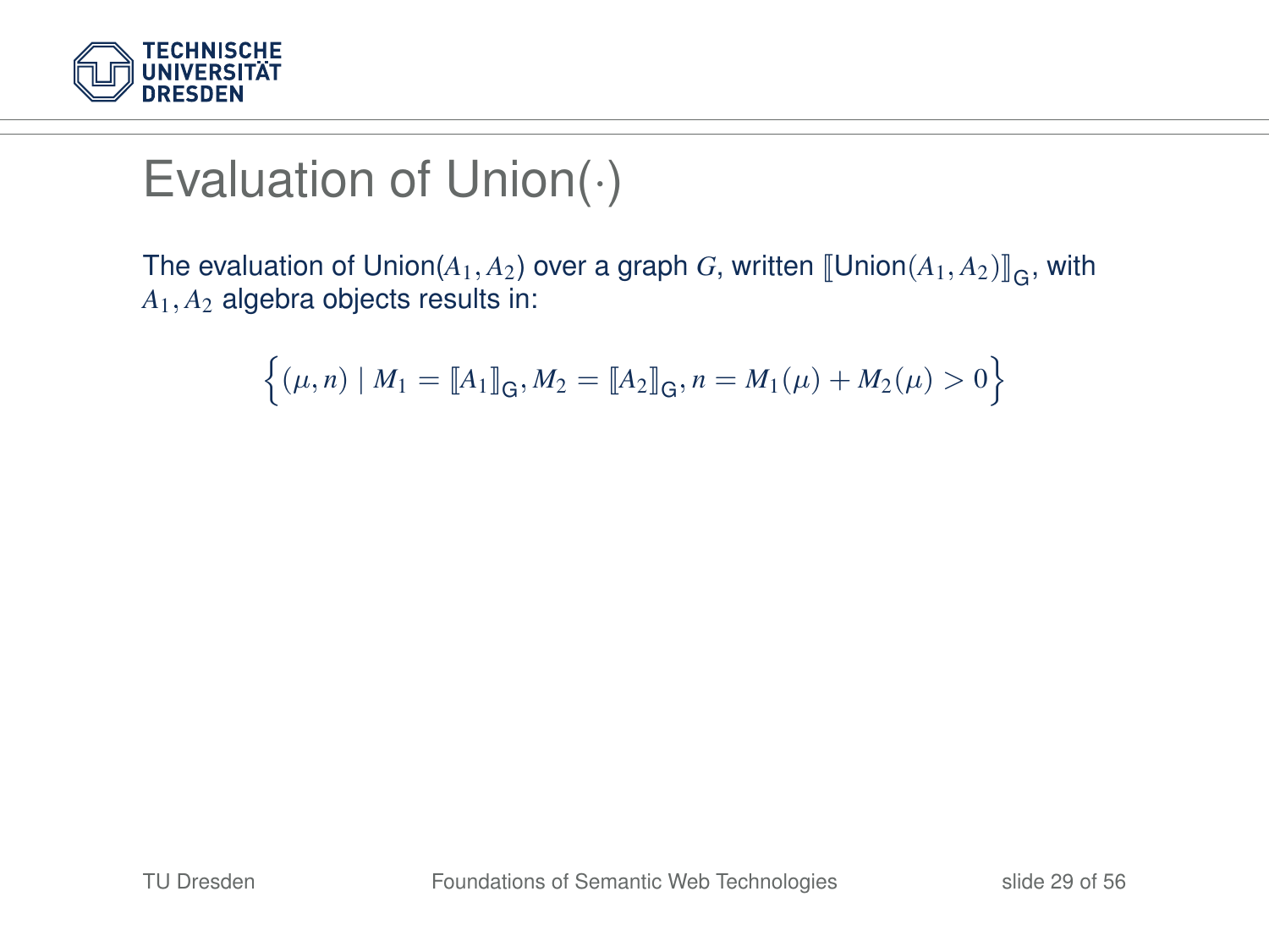# Evaluation of Union($\cdot$)

The evaluation of Union($A_1, A_2$) over a graph $G$, written $[\![\text{Union}(A_1, A_2)]\!]_{\mathsf{G}}$, with $A_1, A_2$ algebra objects results in:

$$\left\{(\mu, n) \mid M_1 = [\![A_1]\!]_{\mathsf{G}}, M_2 = [\![A_2]\!]_{\mathsf{G}}, n = M_1(\mu) + M_2(\mu) > 0\right\}$$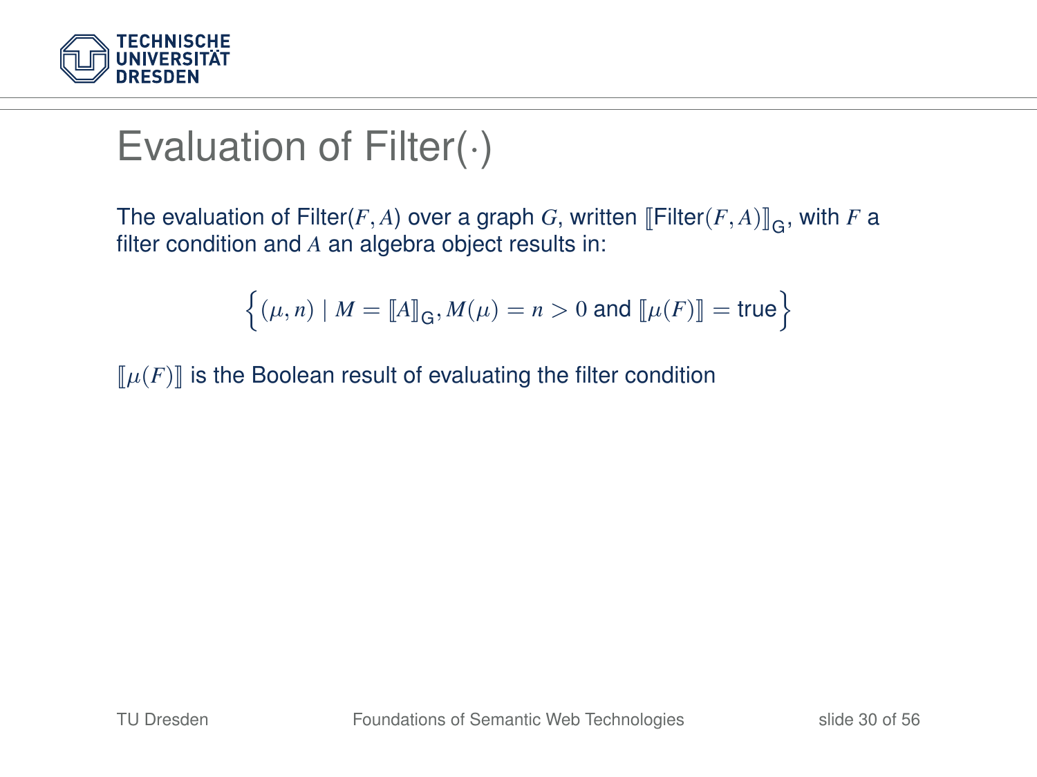# Evaluation of Filter($\cdot$)

The evaluation of Filter($F, A$) over a graph $G$, written $[\![\text{Filter}(F, A)]\!]_{\text{G}}$, with $F$ a filter condition and $A$ an algebra object results in:

$$\left\{(\mu, n) \mid M = [\![A]\!]_{\text{G}}, M(\mu) = n > 0 \text{ and } [\![\mu(F)]\!] = \text{true}\right\}$$

$[\![\mu(F)]\!]$ is the Boolean result of evaluating the filter condition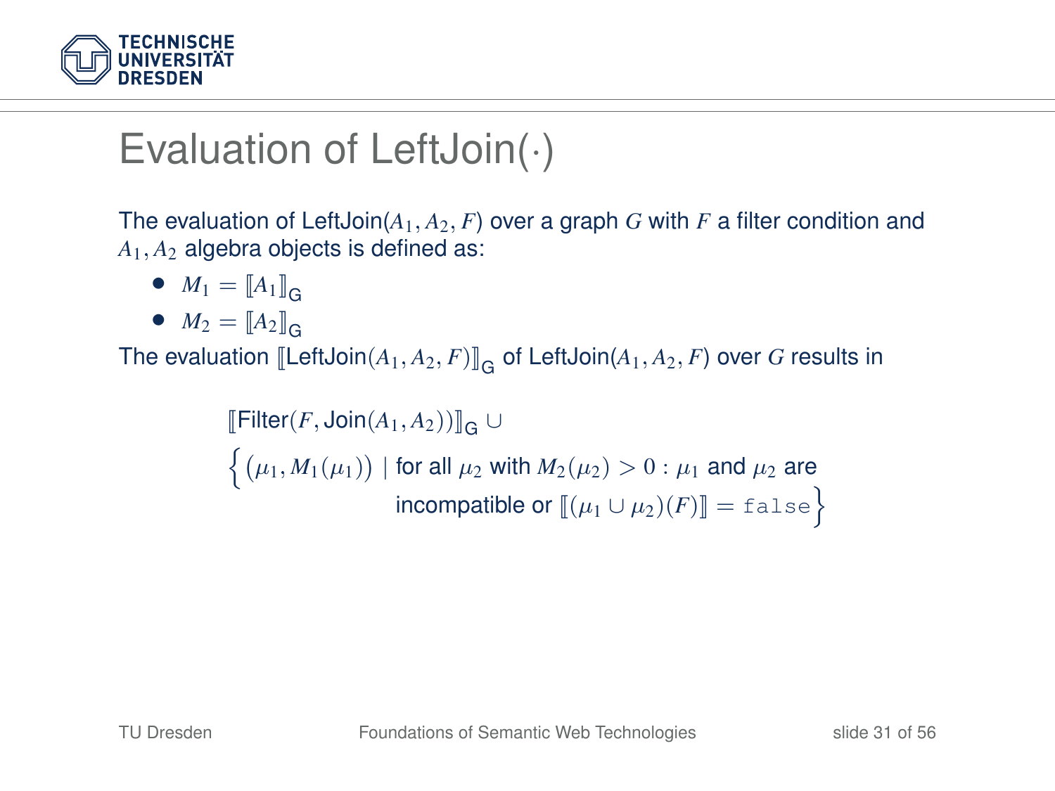# Evaluation of LeftJoin($\cdot$)

The evaluation of LeftJoin($A_1, A_2, F$) over a graph $G$ with $F$ a filter condition and $A_1, A_2$ algebra objects is defined as:

- $M_1 = [\![A_1]\!]_\mathsf{G}$
- $M_2 = [\![A_2]\!]_\mathsf{G}$

The evaluation $[\![\text{LeftJoin}(A_1, A_2, F)]\!]_\mathsf{G}$ of LeftJoin($A_1, A_2, F$) over $G$ results in

$$
\begin{aligned}
&[\![\text{Filter}(F, \text{Join}(A_1, A_2))]\!]_\mathsf{G} \cup \\
&\Big\{ \big(\mu_1, M_1(\mu_1)\big) \mid \text{for all } \mu_2 \text{ with } M_2(\mu_2) > 0 : \mu_1 \text{ and } \mu_2 \text{ are} \\
&\qquad\qquad\qquad \text{incompatible or } [\![(\mu_1 \cup \mu_2)(F)]\!] = \texttt{false} \Big\}
\end{aligned}
$$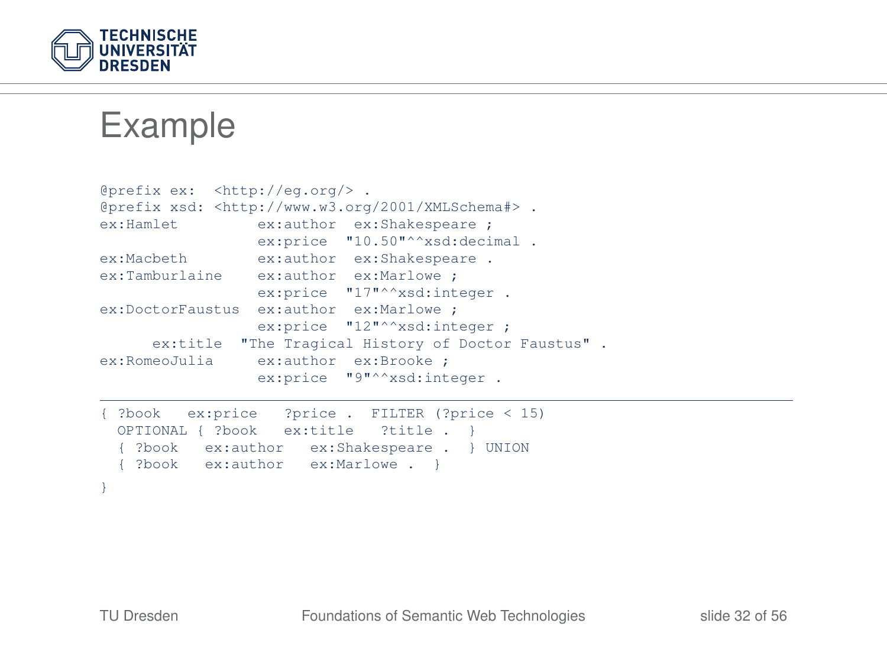# Example

```
@prefix ex:  <http://eg.org/> .
@prefix xsd: <http://www.w3.org/2001/XMLSchema#> .
ex:Hamlet         ex:author  ex:Shakespeare ;
                  ex:price  "10.50"^^xsd:decimal .
ex:Macbeth        ex:author  ex:Shakespeare .
ex:Tamburlaine    ex:author  ex:Marlowe ;
                  ex:price  "17"^^xsd:integer .
ex:DoctorFaustus  ex:author  ex:Marlowe ;
                  ex:price  "12"^^xsd:integer ;
      ex:title  "The Tragical History of Doctor Faustus" .
ex:RomeoJulia     ex:author  ex:Brooke ;
                  ex:price  "9"^^xsd:integer .
```

```
{ ?book   ex:price   ?price .  FILTER (?price < 15)
  OPTIONAL { ?book   ex:title   ?title .  }
  { ?book   ex:author   ex:Shakespeare .  } UNION
  { ?book   ex:author   ex:Marlowe .  }
}
```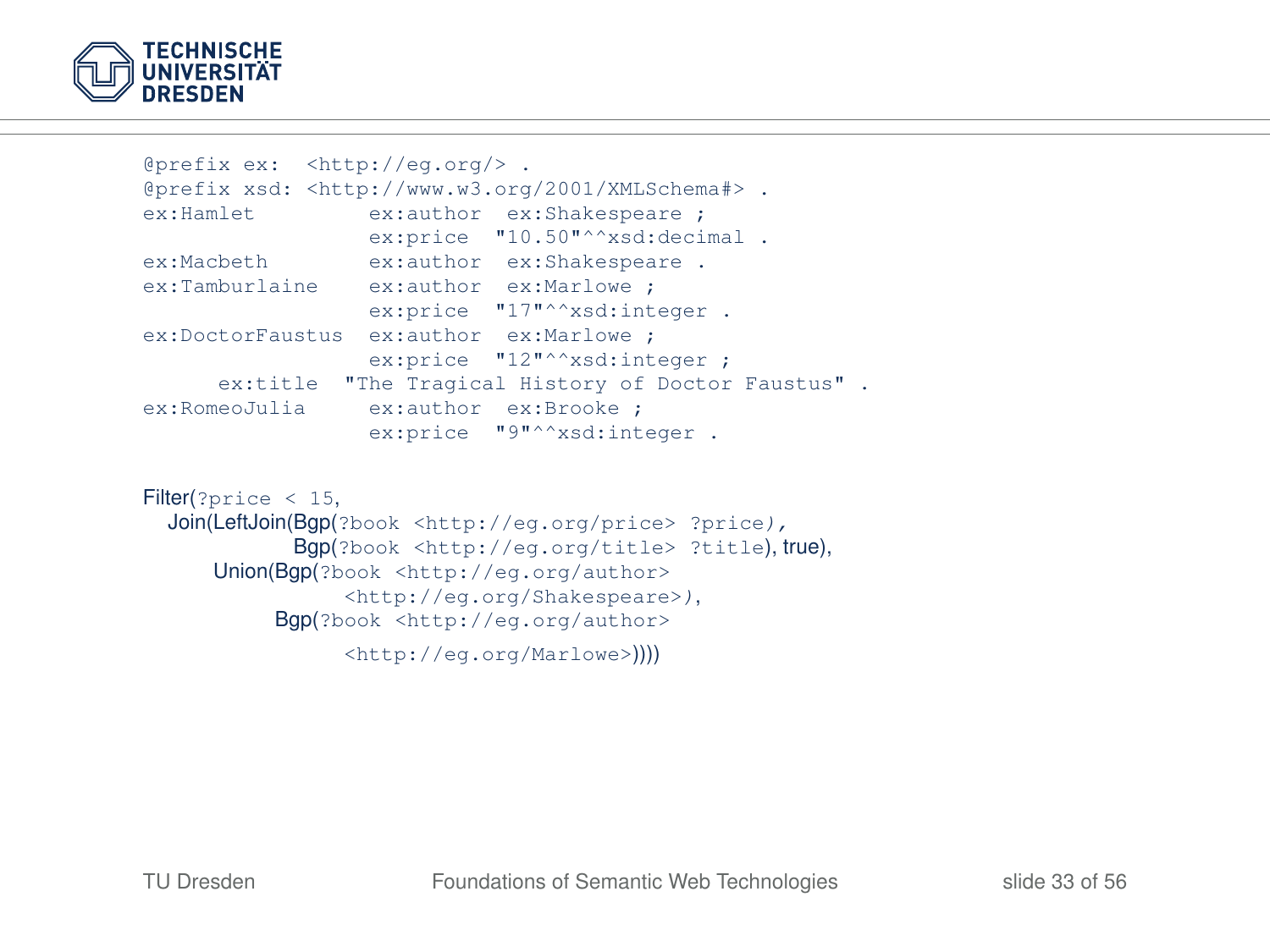```
@prefix ex:  <http://eg.org/> .
@prefix xsd: <http://www.w3.org/2001/XMLSchema#> .
ex:Hamlet         ex:author  ex:Shakespeare ;
                  ex:price  "10.50"^^xsd:decimal .
ex:Macbeth        ex:author  ex:Shakespeare .
ex:Tamburlaine    ex:author  ex:Marlowe ;
                  ex:price  "17"^^xsd:integer .
ex:DoctorFaustus  ex:author  ex:Marlowe ;
                  ex:price  "12"^^xsd:integer ;
      ex:title  "The Tragical History of Doctor Faustus" .
ex:RomeoJulia     ex:author  ex:Brooke ;
                  ex:price  "9"^^xsd:integer .
```

```
Filter(?price < 15,
  Join(LeftJoin(Bgp(?book <http://eg.org/price> ?price),
             Bgp(?book <http://eg.org/title> ?title), true),
      Union(Bgp(?book <http://eg.org/author>
                 <http://eg.org/Shakespeare>),
            Bgp(?book <http://eg.org/author>
                 <http://eg.org/Marlowe>))))
```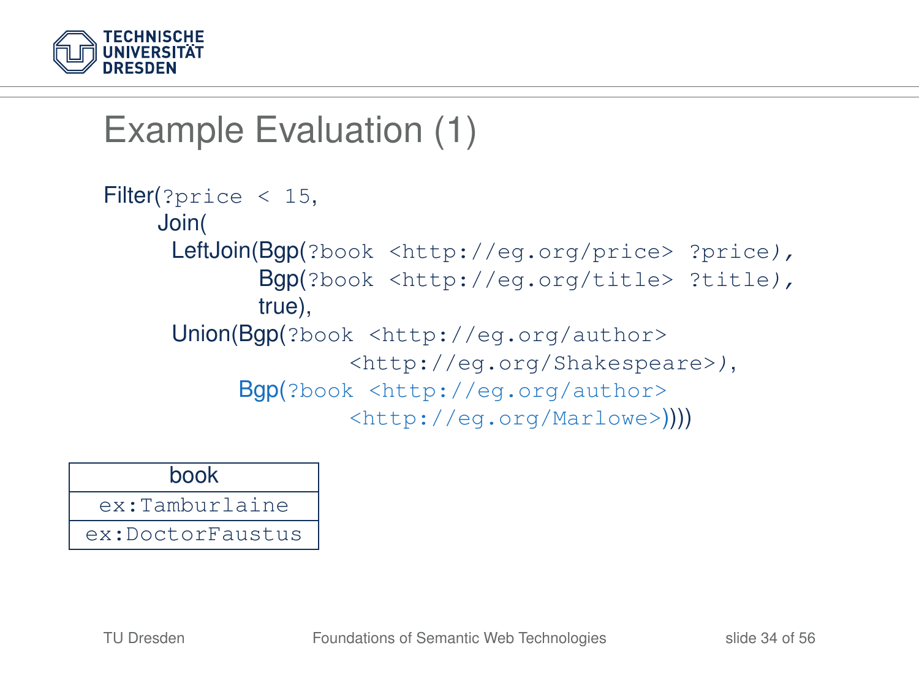# Example Evaluation (1)

```
Filter(?price < 15,
    Join(
      LeftJoin(Bgp(?book <http://eg.org/price> ?price),
               Bgp(?book <http://eg.org/title> ?title),
               true),
      Union(Bgp(?book <http://eg.org/author>
                      <http://eg.org/Shakespeare>),
            Bgp(?book <http://eg.org/author>
                      <http://eg.org/Marlowe>))))
```

| book |
|---|
| ex:Tamburlaine |
| ex:DoctorFaustus |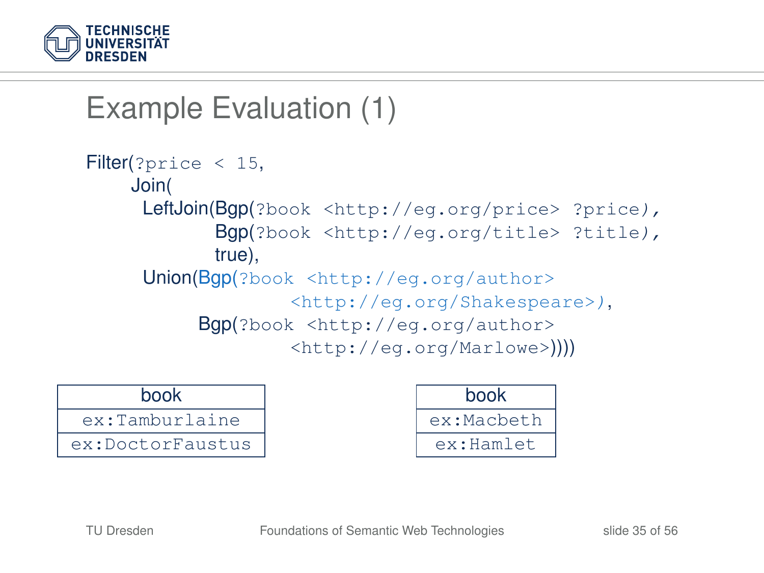# Example Evaluation (1)

```
Filter(?price < 15,
    Join(
     LeftJoin(Bgp(?book <http://eg.org/price> ?price),
              Bgp(?book <http://eg.org/title> ?title),
              true),
     Union(Bgp(?book <http://eg.org/author>
                     <http://eg.org/Shakespeare>),
           Bgp(?book <http://eg.org/author>
                     <http://eg.org/Marlowe>))))
```

| book |
|---|
| ex:Tamburlaine |
| ex:DoctorFaustus |

| book |
|---|
| ex:Macbeth |
| ex:Hamlet |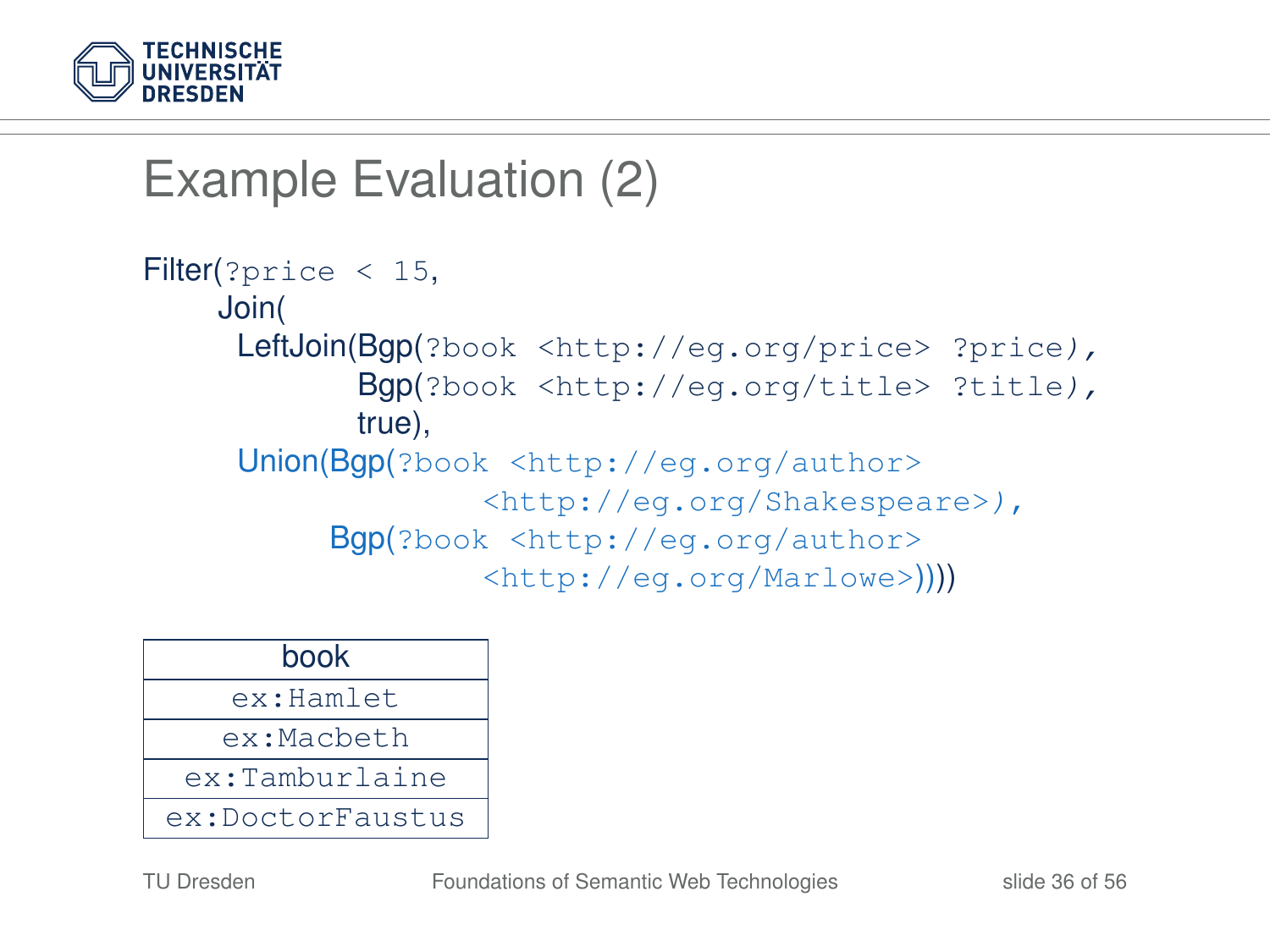# Example Evaluation (2)

```
Filter(?price < 15,
    Join(
      LeftJoin(Bgp(?book <http://eg.org/price> ?price),
               Bgp(?book <http://eg.org/title> ?title),
               true),
      Union(Bgp(?book <http://eg.org/author>
                      <http://eg.org/Shakespeare>),
            Bgp(?book <http://eg.org/author>
                      <http://eg.org/Marlowe>))))
```

| book |
|---|
| ex:Hamlet |
| ex:Macbeth |
| ex:Tamburlaine |
| ex:DoctorFaustus |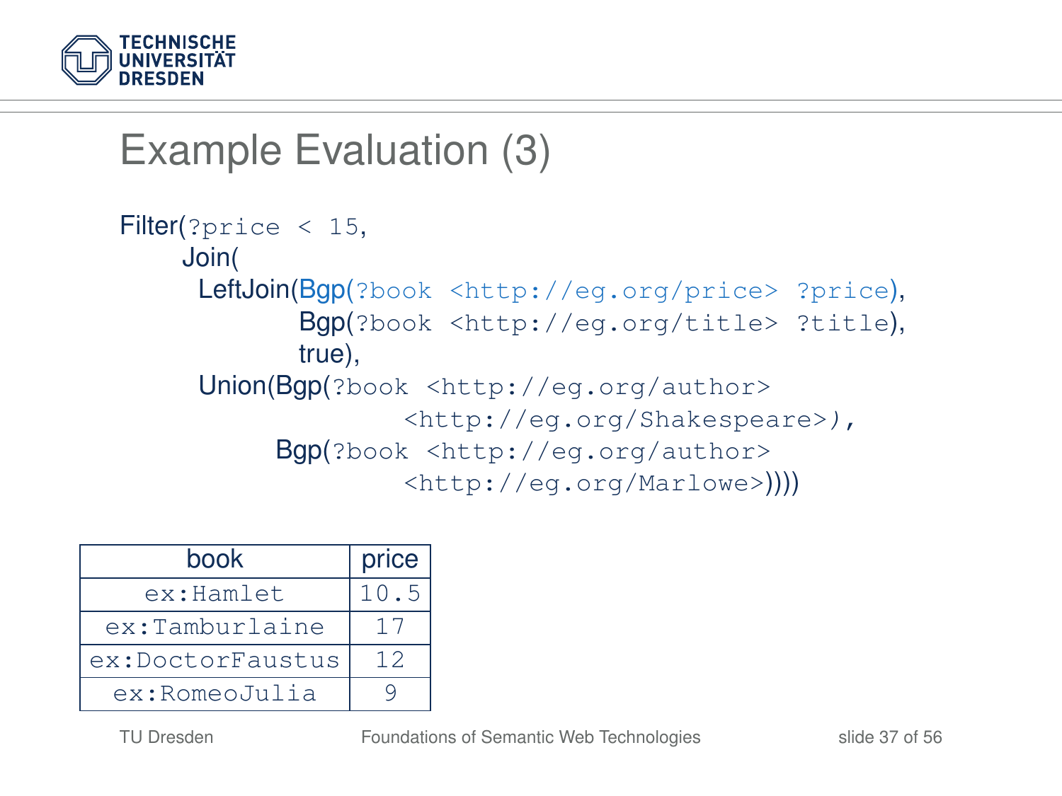# Example Evaluation (3)

```
Filter(?price < 15,
    Join(
      LeftJoin(Bgp(?book <http://eg.org/price> ?price),
               Bgp(?book <http://eg.org/title> ?title),
               true),
      Union(Bgp(?book <http://eg.org/author>
                      <http://eg.org/Shakespeare>),
            Bgp(?book <http://eg.org/author>
                      <http://eg.org/Marlowe>))))
```

| book | price |
|---|---|
| ex:Hamlet | 10.5 |
| ex:Tamburlaine | 17 |
| ex:DoctorFaustus | 12 |
| ex:RomeoJulia | 9 |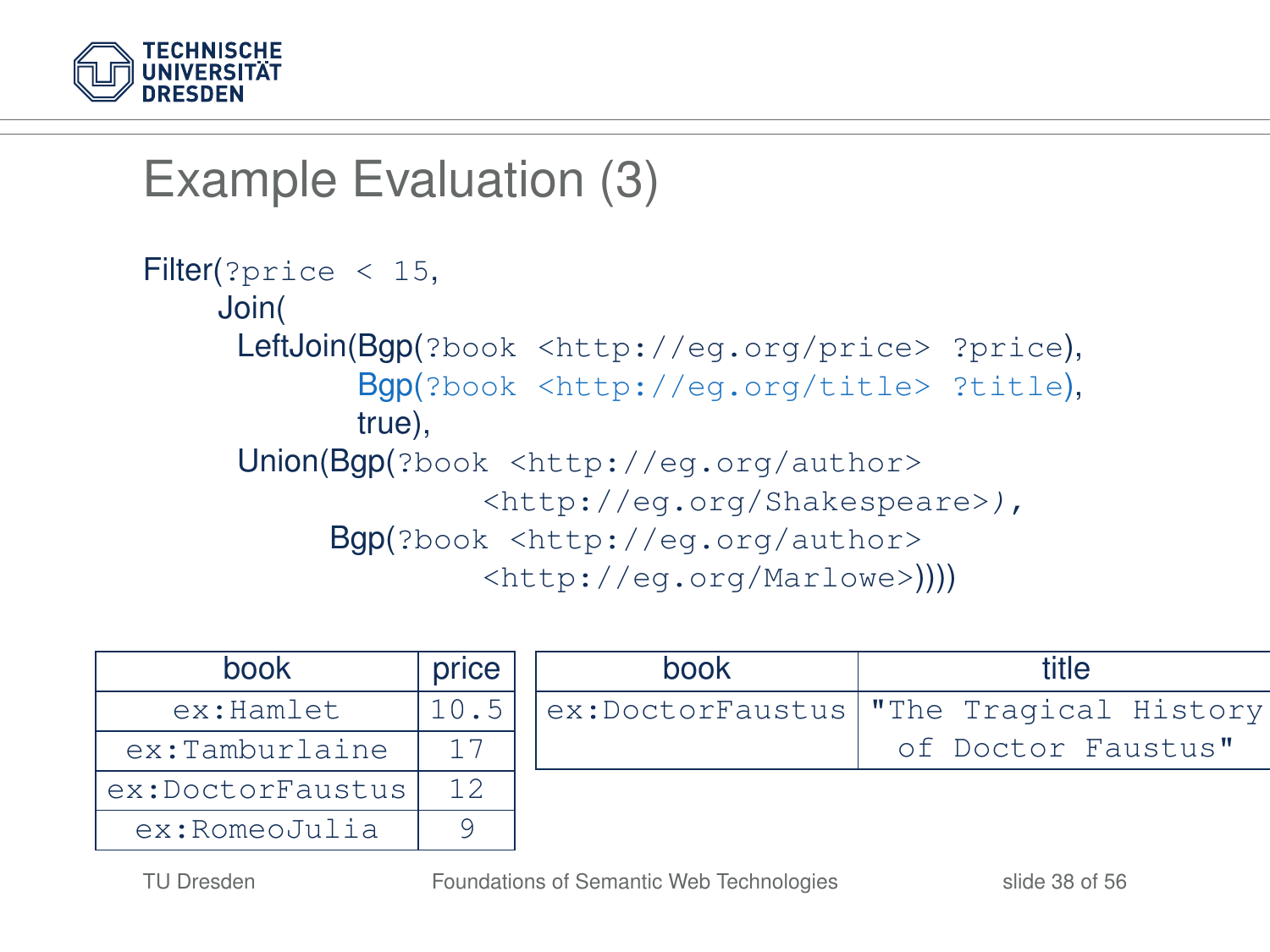# Example Evaluation (3)

```
Filter(?price < 15,
    Join(
     LeftJoin(Bgp(?book <http://eg.org/price> ?price),
              Bgp(?book <http://eg.org/title> ?title),
              true),
     Union(Bgp(?book <http://eg.org/author>
                     <http://eg.org/Shakespeare>),
           Bgp(?book <http://eg.org/author>
                     <http://eg.org/Marlowe>))))
```

| book | price |
|---|---|
| ex:Hamlet | 10.5 |
| ex:Tamburlaine | 17 |
| ex:DoctorFaustus | 12 |
| ex:RomeoJulia | 9 |

| book | title |
|---|---|
| ex:DoctorFaustus | "The Tragical History of Doctor Faustus" |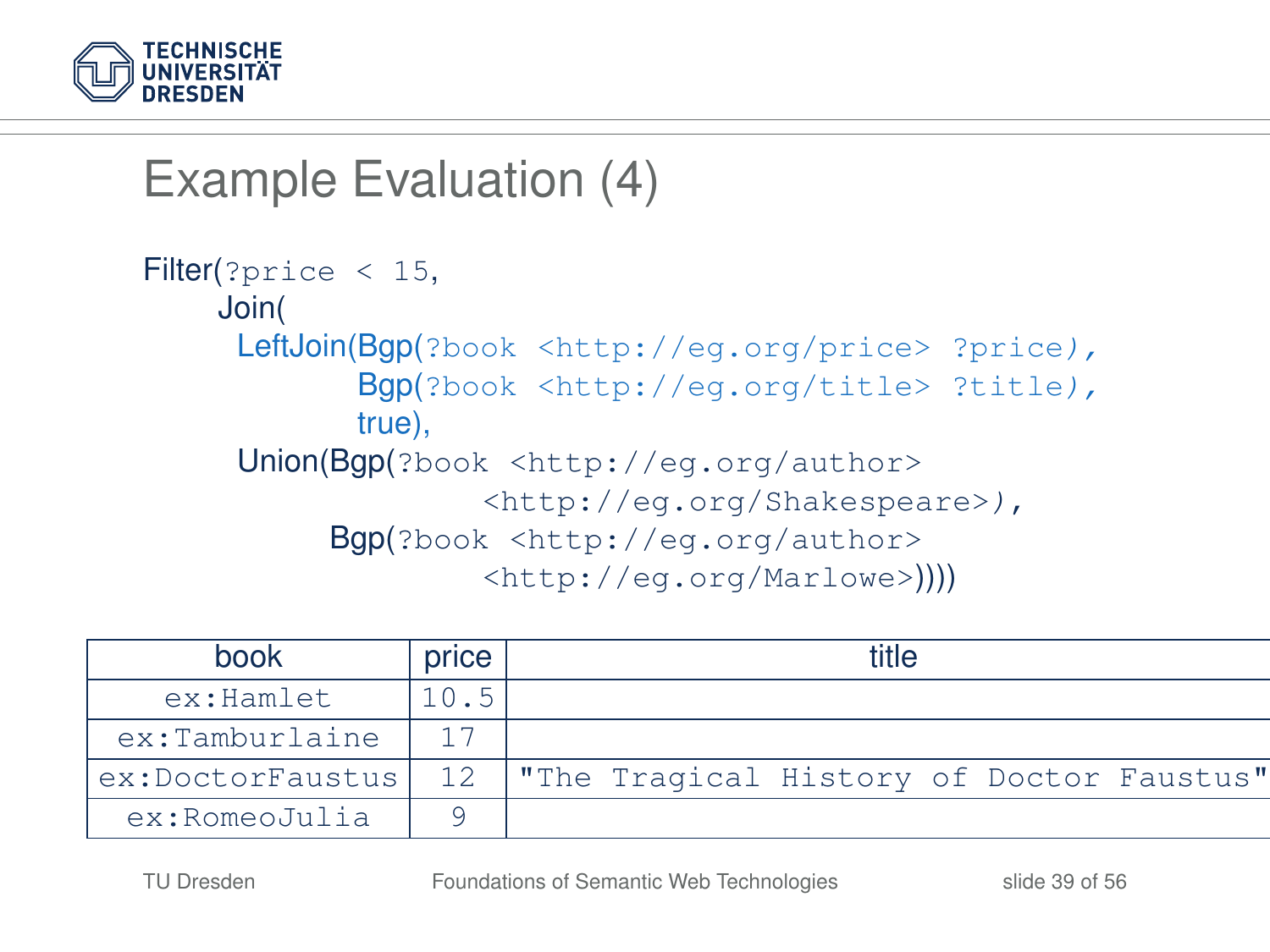# Example Evaluation (4)

```
Filter(?price < 15,
    Join(
     LeftJoin(Bgp(?book <http://eg.org/price> ?price),
            Bgp(?book <http://eg.org/title> ?title),
            true),
     Union(Bgp(?book <http://eg.org/author>
                    <http://eg.org/Shakespeare>),
          Bgp(?book <http://eg.org/author>
                    <http://eg.org/Marlowe>))))
```

| book | price | title |
|---|---|---|
| ex:Hamlet | 10.5 | |
| ex:Tamburlaine | 17 | |
| ex:DoctorFaustus | 12 | "The Tragical History of Doctor Faustus" |
| ex:RomeoJulia | 9 | |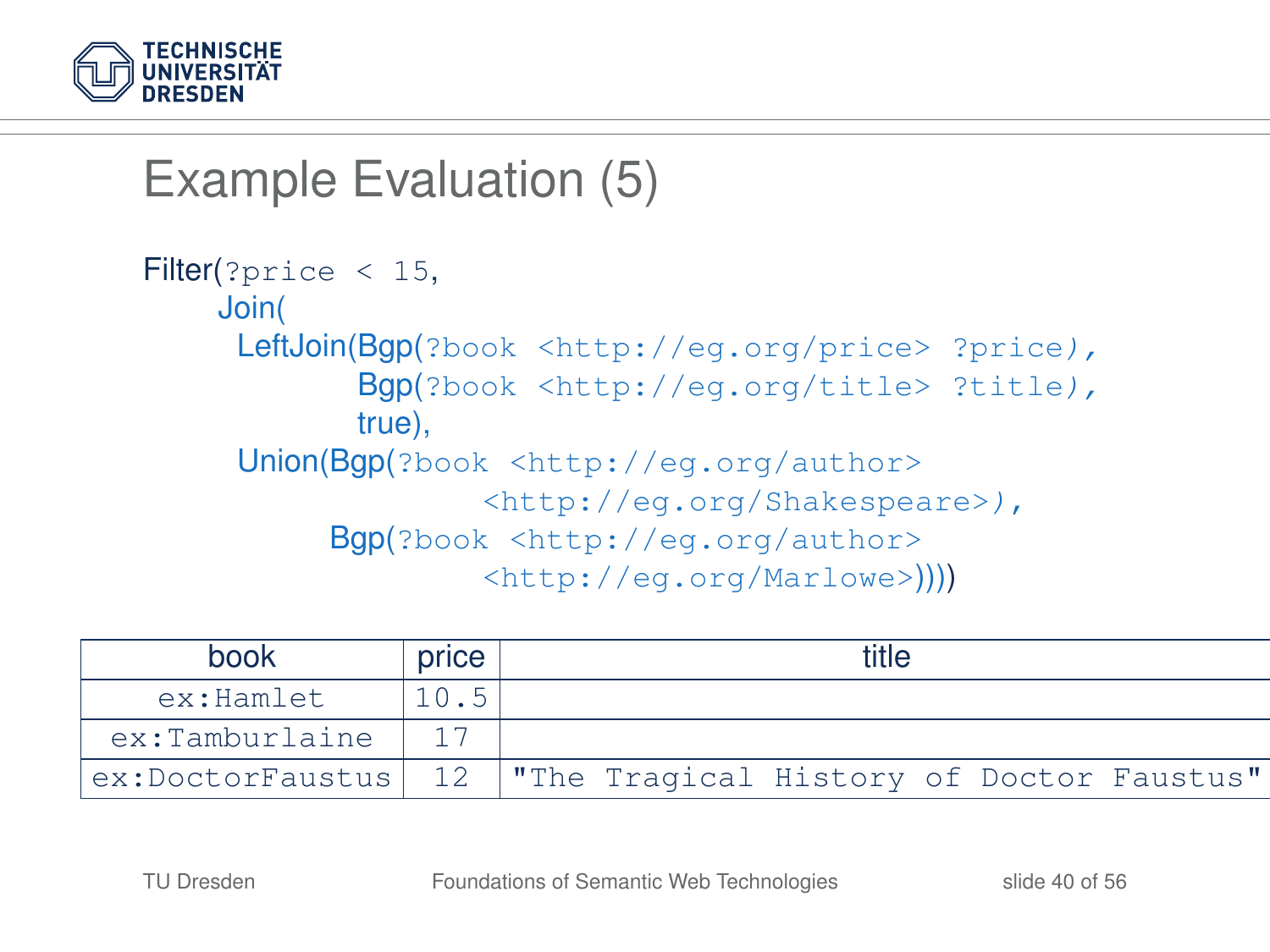# Example Evaluation (5)

```
Filter(?price < 15,
    Join(
      LeftJoin(Bgp(?book <http://eg.org/price> ?price),
               Bgp(?book <http://eg.org/title> ?title),
               true),
      Union(Bgp(?book <http://eg.org/author>
                      <http://eg.org/Shakespeare>),
            Bgp(?book <http://eg.org/author>
                      <http://eg.org/Marlowe>))))
```

| book | price | title |
|---|---|---|
| ex:Hamlet | 10.5 | |
| ex:Tamburlaine | 17 | |
| ex:DoctorFaustus | 12 | "The Tragical History of Doctor Faustus" |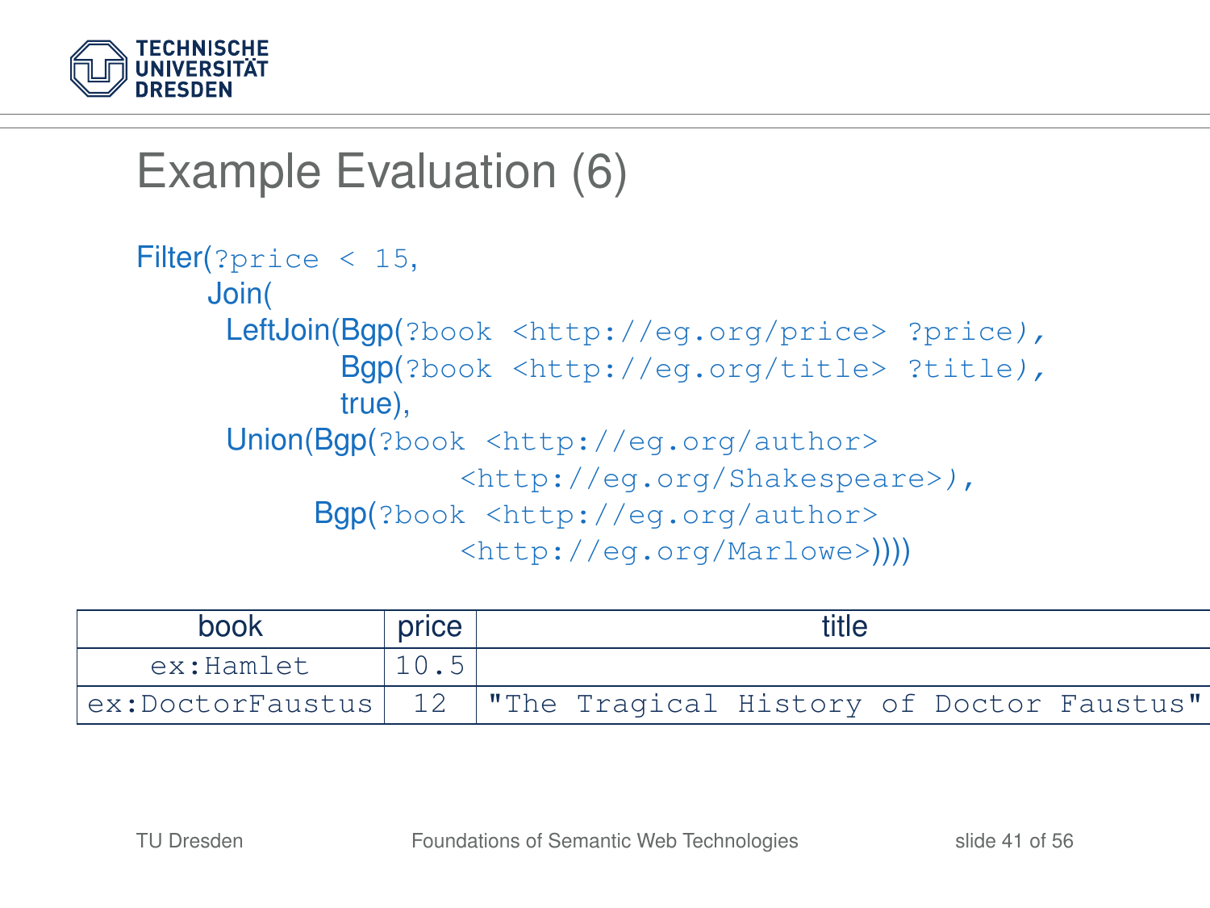# Example Evaluation (6)

```
Filter(?price < 15,
    Join(
     LeftJoin(Bgp(?book <http://eg.org/price> ?price),
              Bgp(?book <http://eg.org/title> ?title),
              true),
     Union(Bgp(?book <http://eg.org/author>
                     <http://eg.org/Shakespeare>),
           Bgp(?book <http://eg.org/author>
                     <http://eg.org/Marlowe>))))
```

| book | price | title |
|---|---|---|
| ex:Hamlet | 10.5 | |
| ex:DoctorFaustus | 12 | "The Tragical History of Doctor Faustus" |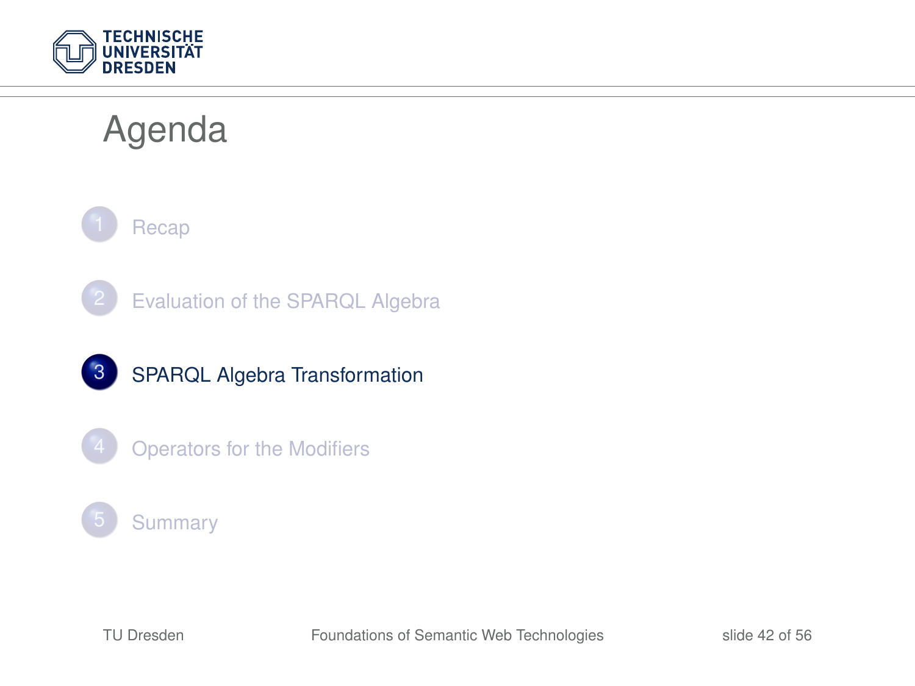# Agenda

1. Recap
2. Evaluation of the SPARQL Algebra
3. **SPARQL Algebra Transformation**
4. Operators for the Modifiers
5. Summary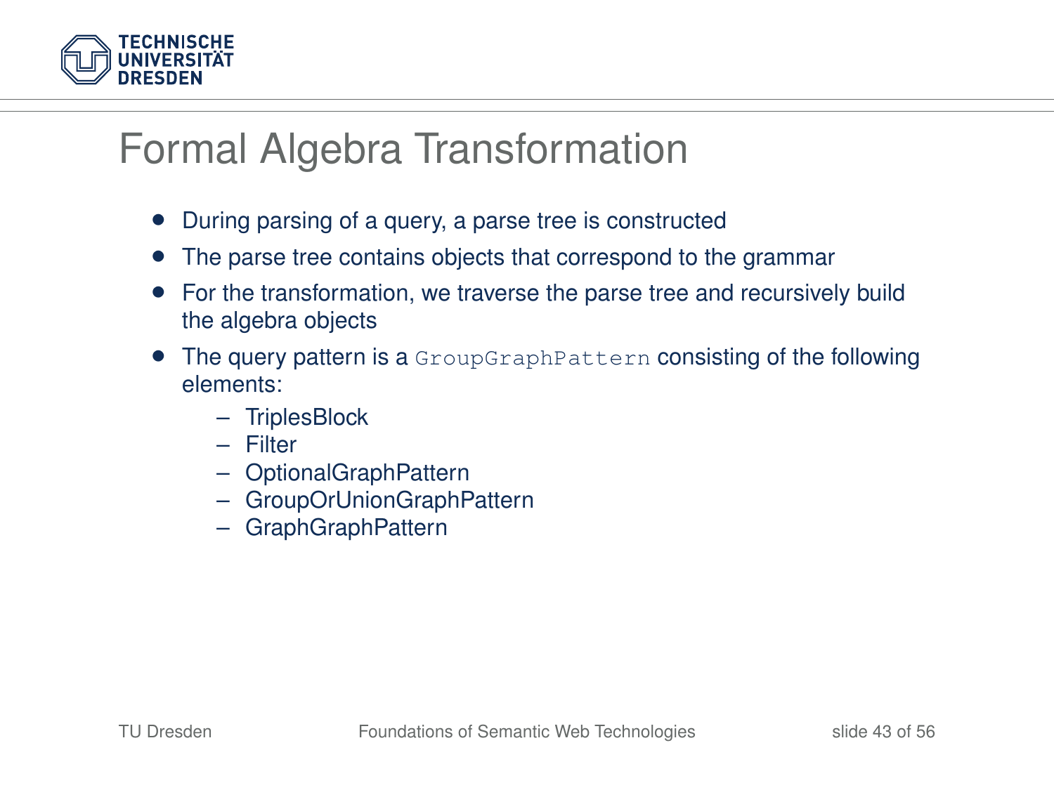# Formal Algebra Transformation

- During parsing of a query, a parse tree is constructed
- The parse tree contains objects that correspond to the grammar
- For the transformation, we traverse the parse tree and recursively build the algebra objects
- The query pattern is a `GroupGraphPattern` consisting of the following elements:
  - TriplesBlock
  - Filter
  - OptionalGraphPattern
  - GroupOrUnionGraphPattern
  - GraphGraphPattern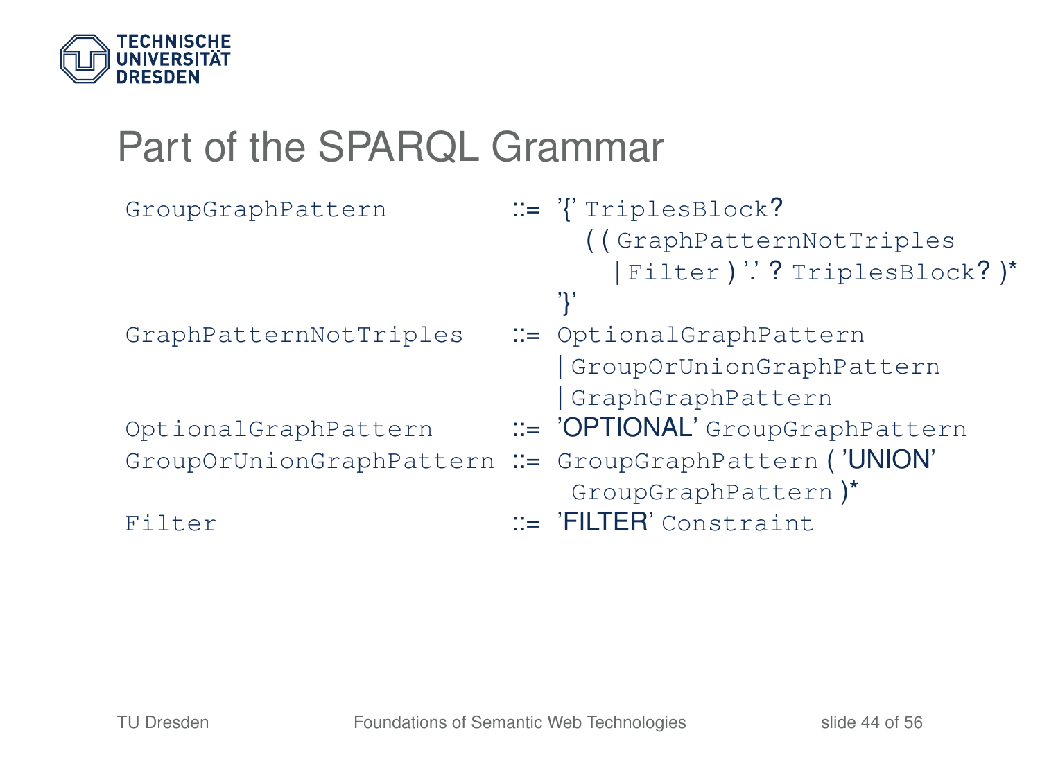# Part of the SPARQL Grammar

```
GroupGraphPattern          ::= '{' TriplesBlock?
                                 ( ( GraphPatternNotTriples
                                   | Filter ) '.' ? TriplesBlock? )*
                               '}'
GraphPatternNotTriples     ::= OptionalGraphPattern
                               | GroupOrUnionGraphPattern
                               | GraphGraphPattern
OptionalGraphPattern       ::= 'OPTIONAL' GroupGraphPattern
GroupOrUnionGraphPattern   ::= GroupGraphPattern ( 'UNION'
                                GroupGraphPattern )*
Filter                     ::= 'FILTER' Constraint
```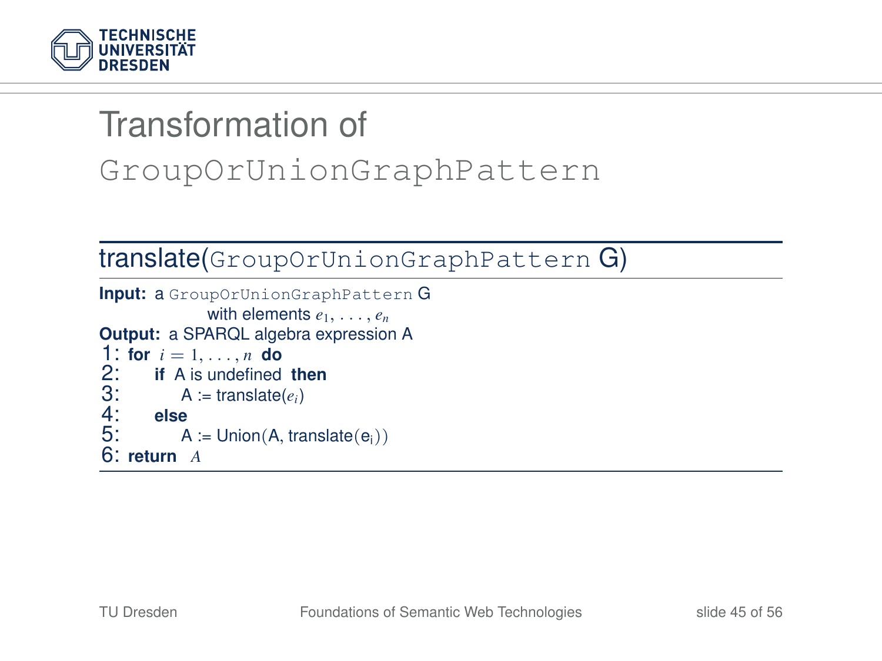# Transformation of `GroupOrUnionGraphPattern`

## translate(`GroupOrUnionGraphPattern` G)

**Input:** a `GroupOrUnionGraphPattern` G
with elements $e_1, \ldots, e_n$

**Output:** a SPARQL algebra expression A

```
1: for i = 1, ..., n do
2:     if A is undefined then
3:         A := translate(e_i)
4:     else
5:         A := Union(A, translate(e_i))
6: return A
```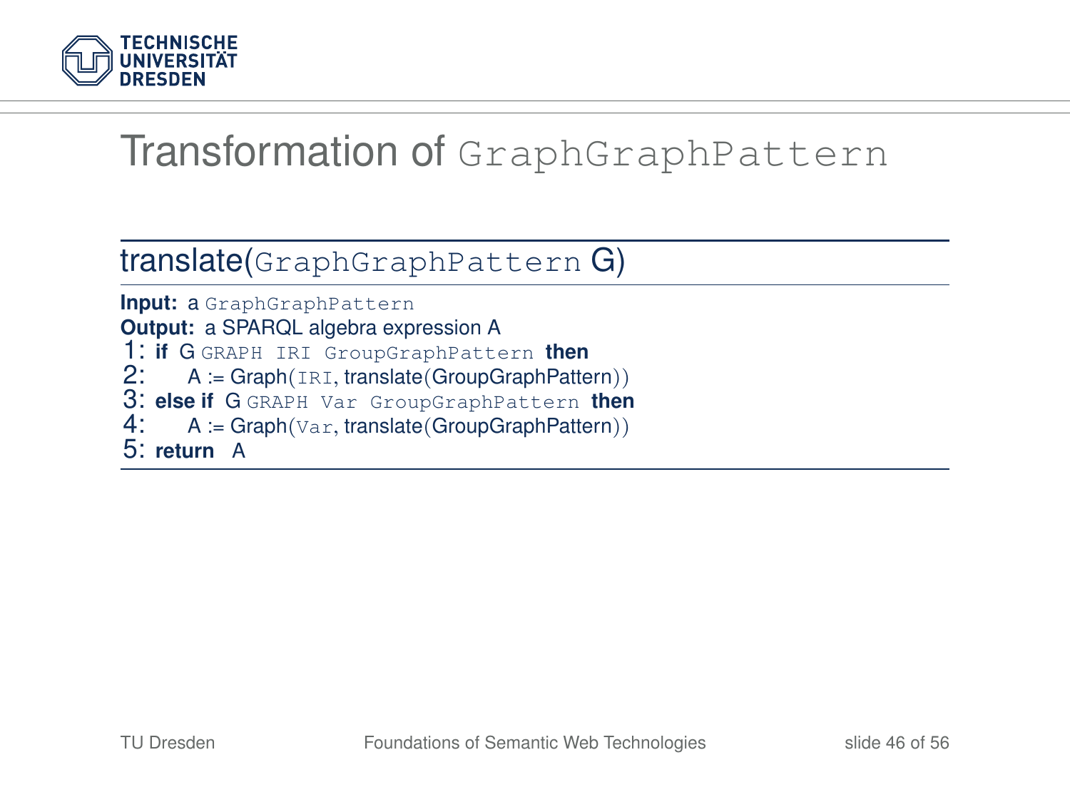# Transformation of `GraphGraphPattern`

## translate(`GraphGraphPattern` G)

**Input:** a `GraphGraphPattern`
**Output:** a SPARQL algebra expression A

```
1: if G GRAPH IRI GroupGraphPattern then
2:     A := Graph(IRI, translate(GroupGraphPattern))
3: else if G GRAPH Var GroupGraphPattern then
4:     A := Graph(Var, translate(GroupGraphPattern))
5: return A
```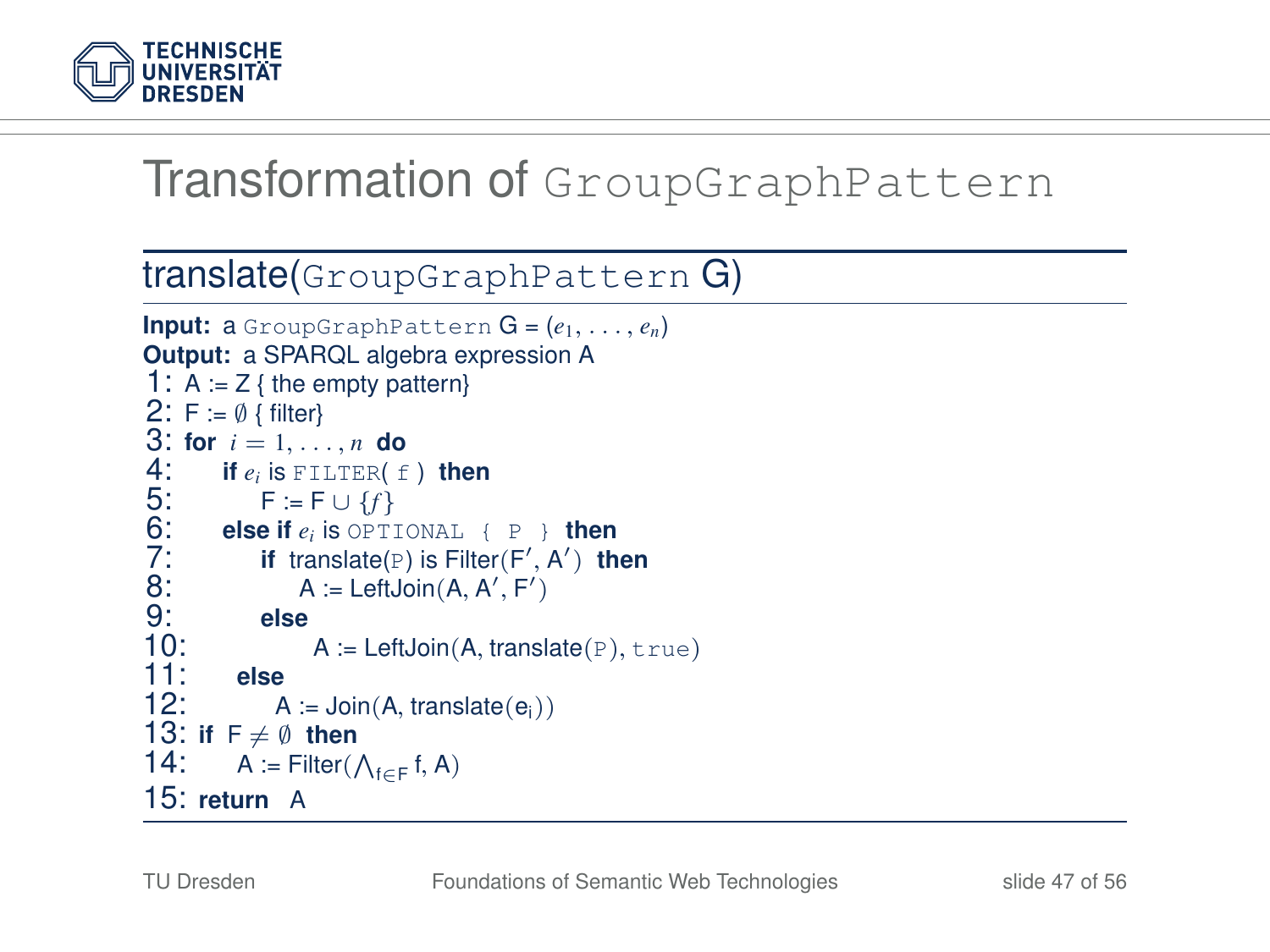# Transformation of GroupGraphPattern

## translate(GroupGraphPattern G)

**Input:** a GroupGraphPattern G = $(e_1, \ldots, e_n)$
**Output:** a SPARQL algebra expression A

```
1: A := Z { the empty pattern}
2: F := ∅ { filter}
3: for i = 1, ..., n do
4:     if e_i is FILTER( f ) then
5:         F := F ∪ {f}
6:     else if e_i is OPTIONAL { P } then
7:         if translate(P) is Filter(F′, A′) then
8:             A := LeftJoin(A, A′, F′)
9:         else
10:            A := LeftJoin(A, translate(P), true)
11:    else
12:        A := Join(A, translate(e_i))
13: if F ≠ ∅ then
14:     A := Filter(⋀_{f∈F} f, A)
15: return A
```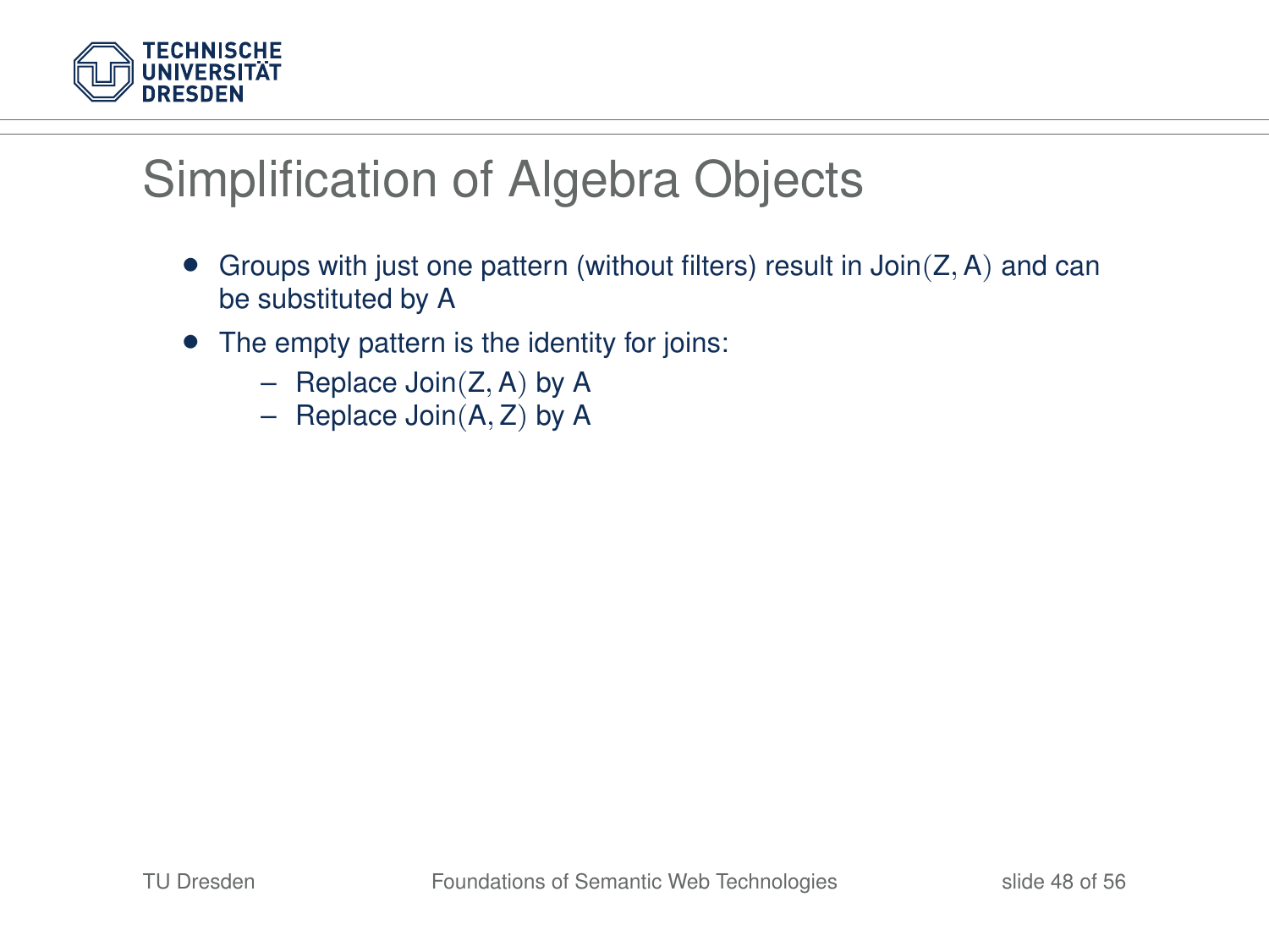# Simplification of Algebra Objects

- Groups with just one pattern (without filters) result in $\text{Join}(\text{Z}, \text{A})$ and can be substituted by A
- The empty pattern is the identity for joins:
  - Replace $\text{Join}(\text{Z}, \text{A})$ by A
  - Replace $\text{Join}(\text{A}, \text{Z})$ by A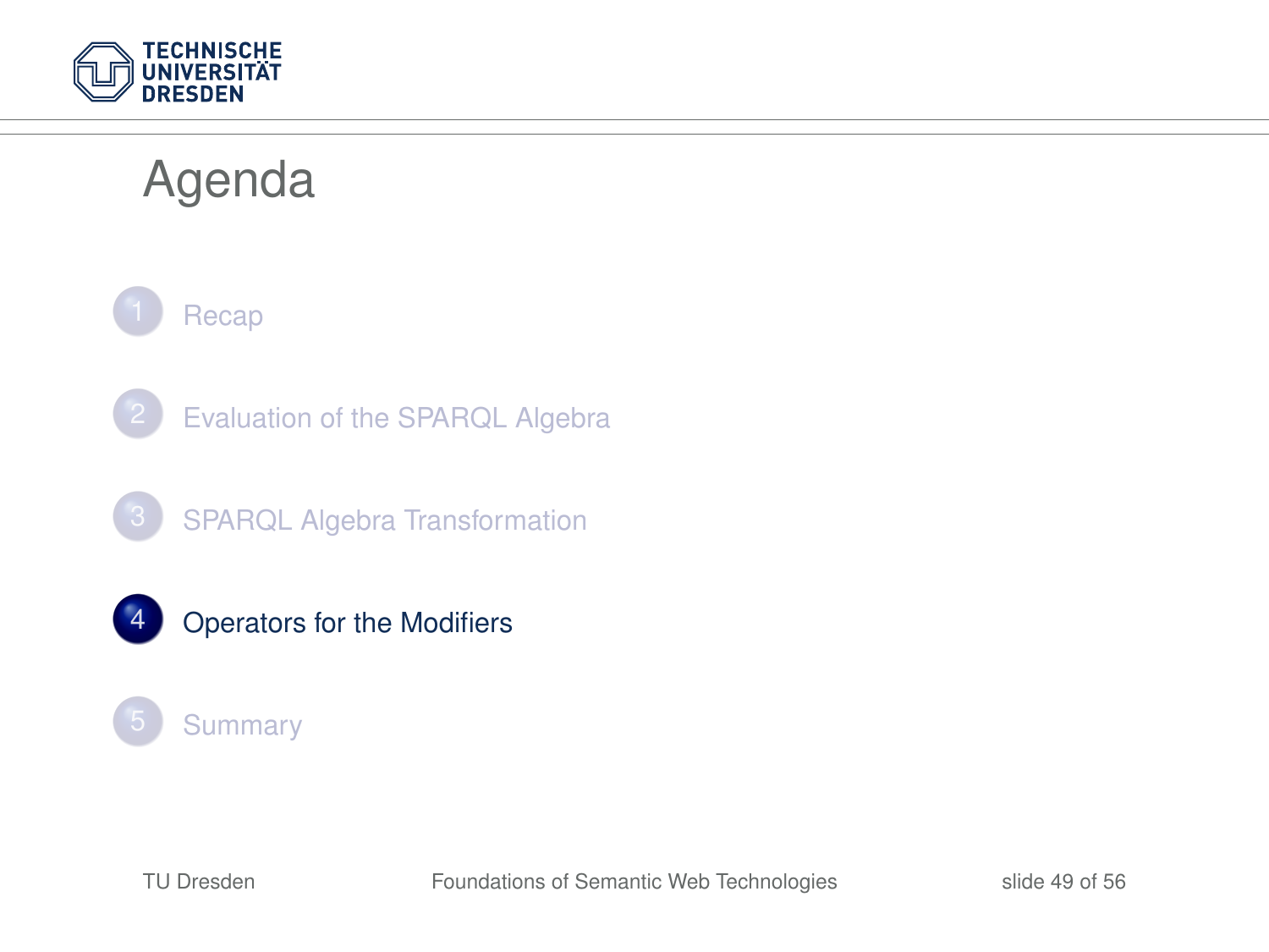# Agenda

1. Recap
2. Evaluation of the SPARQL Algebra
3. SPARQL Algebra Transformation
4. Operators for the Modifiers
5. Summary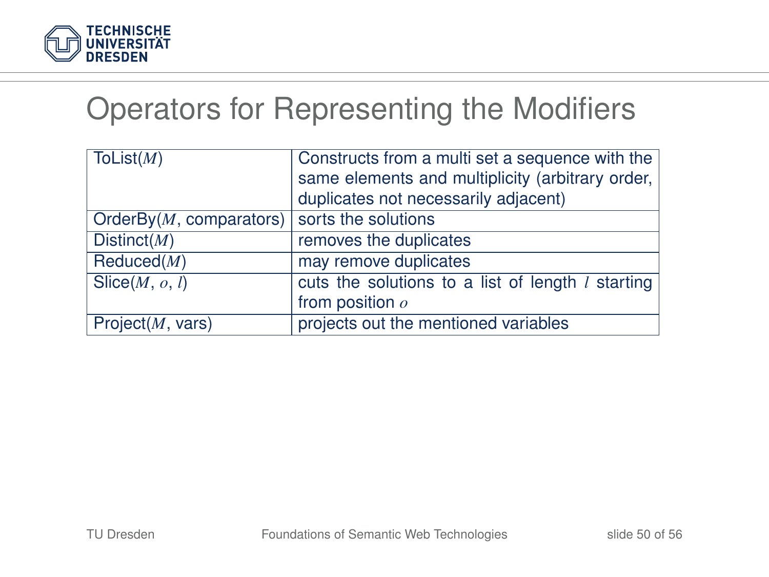# Operators for Representing the Modifiers

| | |
|---|---|
| ToList($M$) | Constructs from a multi set a sequence with the same elements and multiplicity (arbitrary order, duplicates not necessarily adjacent) |
| OrderBy($M$, comparators) | sorts the solutions |
| Distinct($M$) | removes the duplicates |
| Reduced($M$) | may remove duplicates |
| Slice($M$, $o$, $l$) | cuts the solutions to a list of length $l$ starting from position $o$ |
| Project($M$, vars) | projects out the mentioned variables |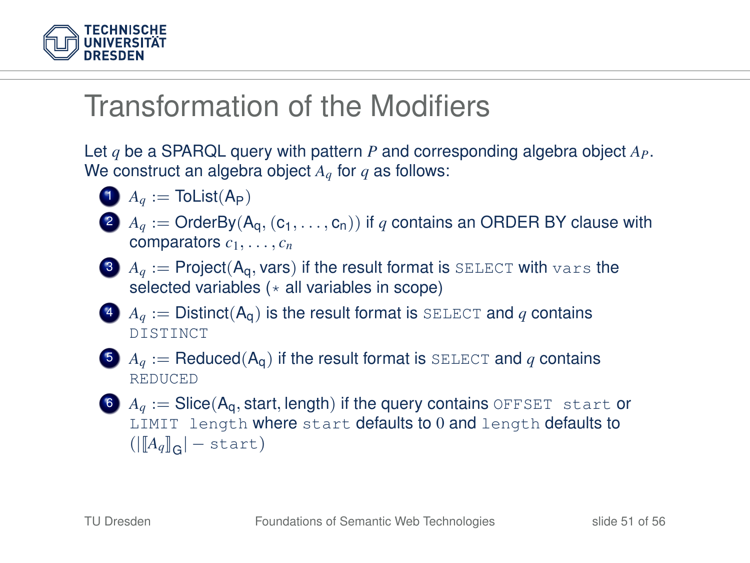# Transformation of the Modifiers

Let $q$ be a SPARQL query with pattern $P$ and corresponding algebra object $A_P$. We construct an algebra object $A_q$ for $q$ as follows:

1. $A_q := \mathsf{ToList}(\mathsf{A_P})$
2. $A_q := \mathsf{OrderBy}(\mathsf{A_q}, (\mathsf{c_1}, \ldots, \mathsf{c_n}))$ if $q$ contains an ORDER BY clause with comparators $c_1, \ldots, c_n$
3. $A_q := \mathsf{Project}(\mathsf{A_q}, \mathsf{vars})$ if the result format is `SELECT` with `vars` the selected variables ($\star$ all variables in scope)
4. $A_q := \mathsf{Distinct}(\mathsf{A_q})$ is the result format is `SELECT` and $q$ contains `DISTINCT`
5. $A_q := \mathsf{Reduced}(\mathsf{A_q})$ if the result format is `SELECT` and $q$ contains `REDUCED`
6. $A_q := \mathsf{Slice}(\mathsf{A_q}, \mathsf{start}, \mathsf{length})$ if the query contains `OFFSET start` or `LIMIT length` where `start` defaults to $0$ and `length` defaults to $(|[\![A_q]\!]_{\mathsf{G}}| - \texttt{start})$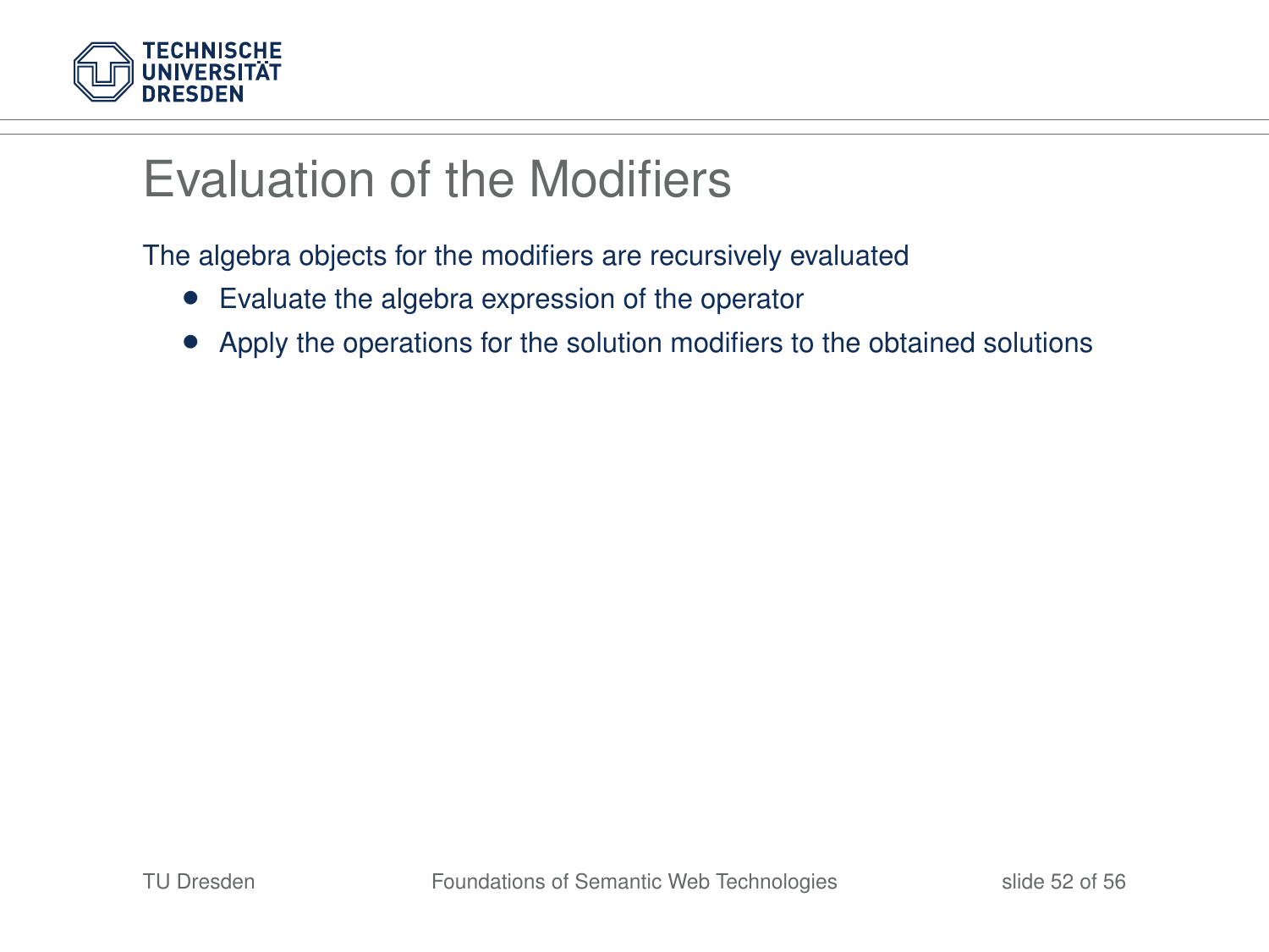# Evaluation of the Modifiers

The algebra objects for the modifiers are recursively evaluated

- Evaluate the algebra expression of the operator
- Apply the operations for the solution modifiers to the obtained solutions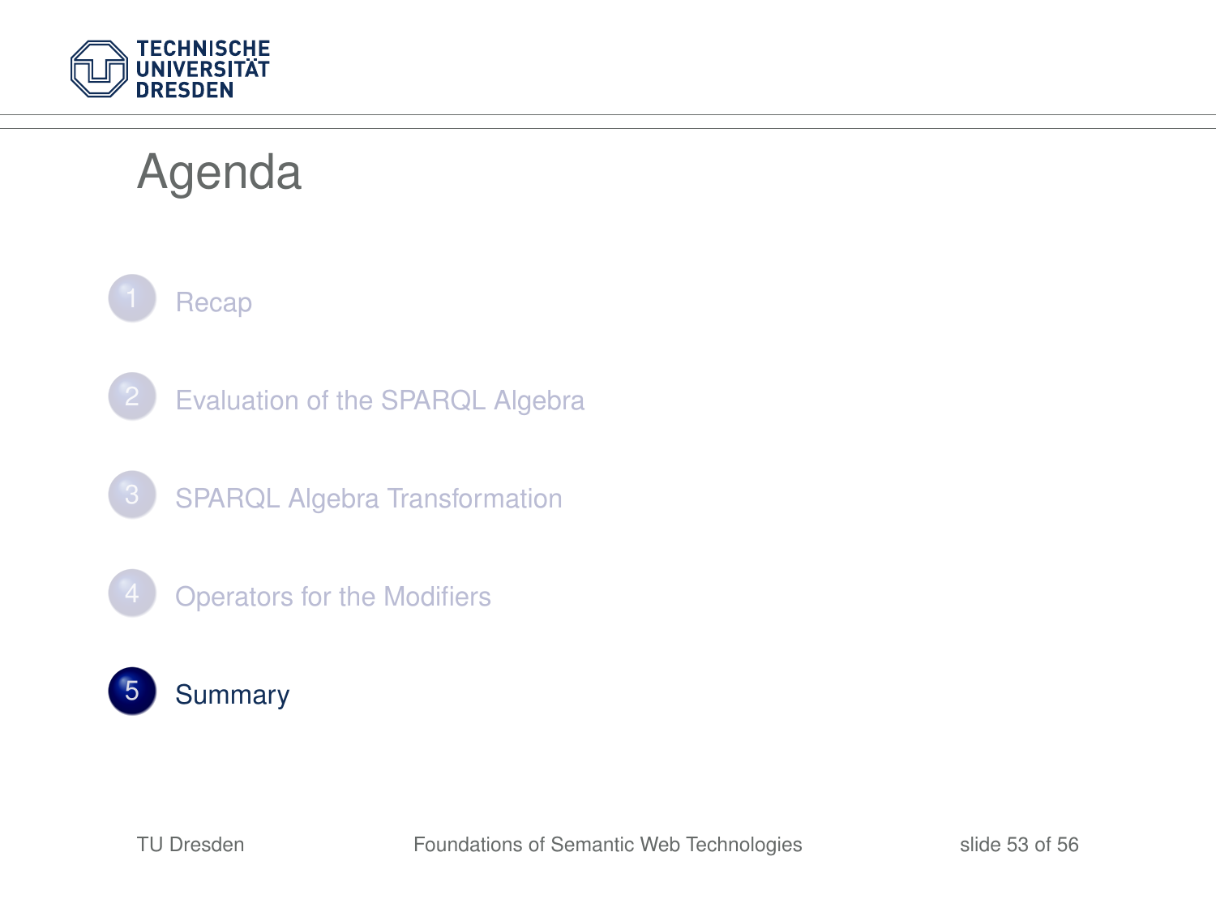# Agenda

1. Recap
2. Evaluation of the SPARQL Algebra
3. SPARQL Algebra Transformation
4. Operators for the Modifiers
5. **Summary**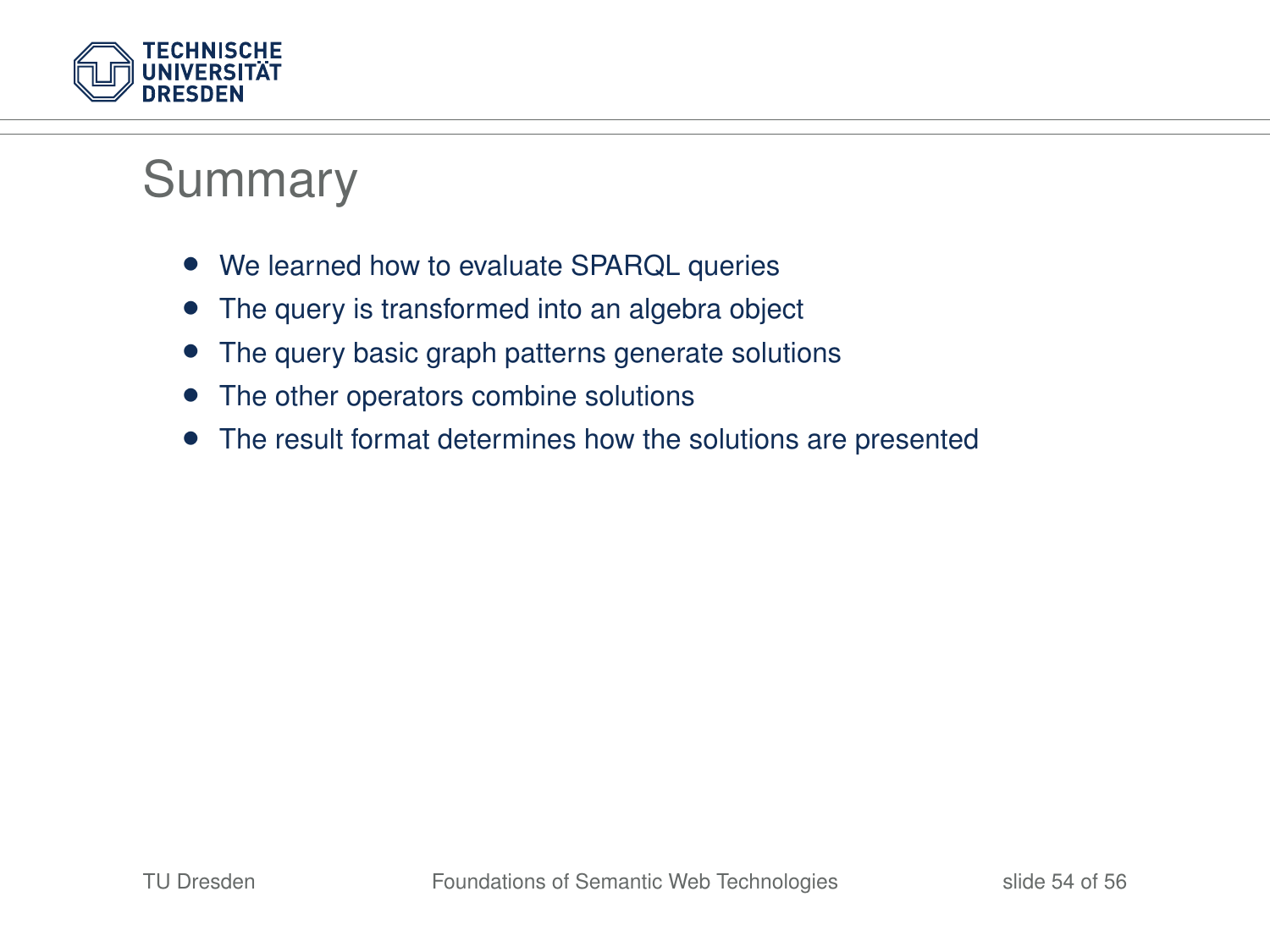# Summary

- We learned how to evaluate SPARQL queries
- The query is transformed into an algebra object
- The query basic graph patterns generate solutions
- The other operators combine solutions
- The result format determines how the solutions are presented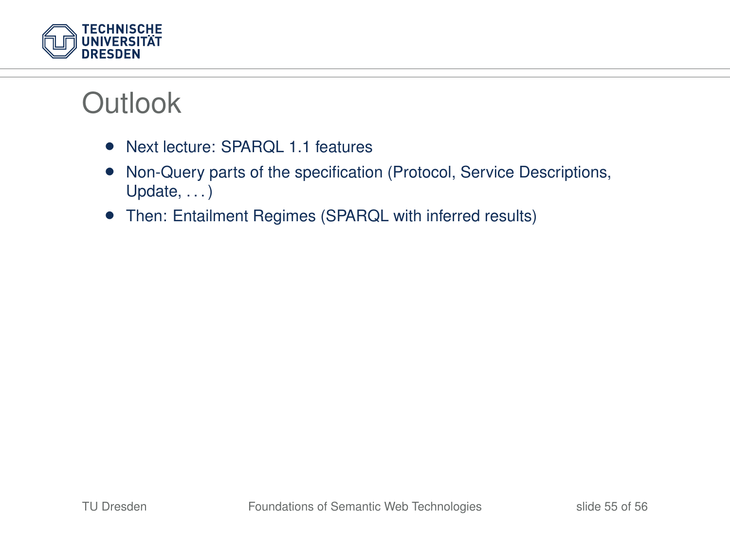# Outlook

- Next lecture: SPARQL 1.1 features
- Non-Query parts of the specification (Protocol, Service Descriptions, Update, . . . )
- Then: Entailment Regimes (SPARQL with inferred results)